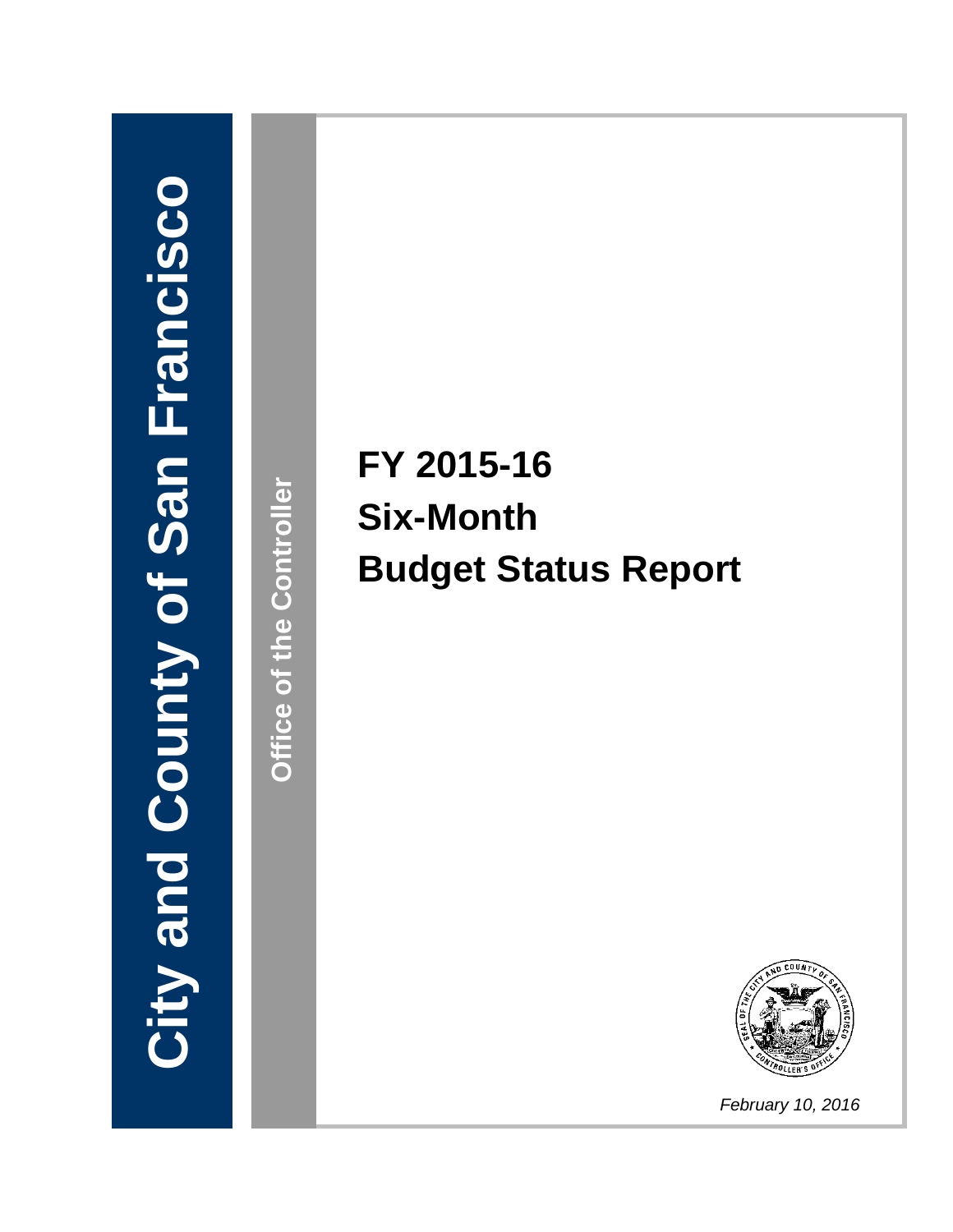City and County of San Francisco

Office of the Controller

# FY 2015-16
# Six-Month
# Budget Status Report

*February 10, 2016*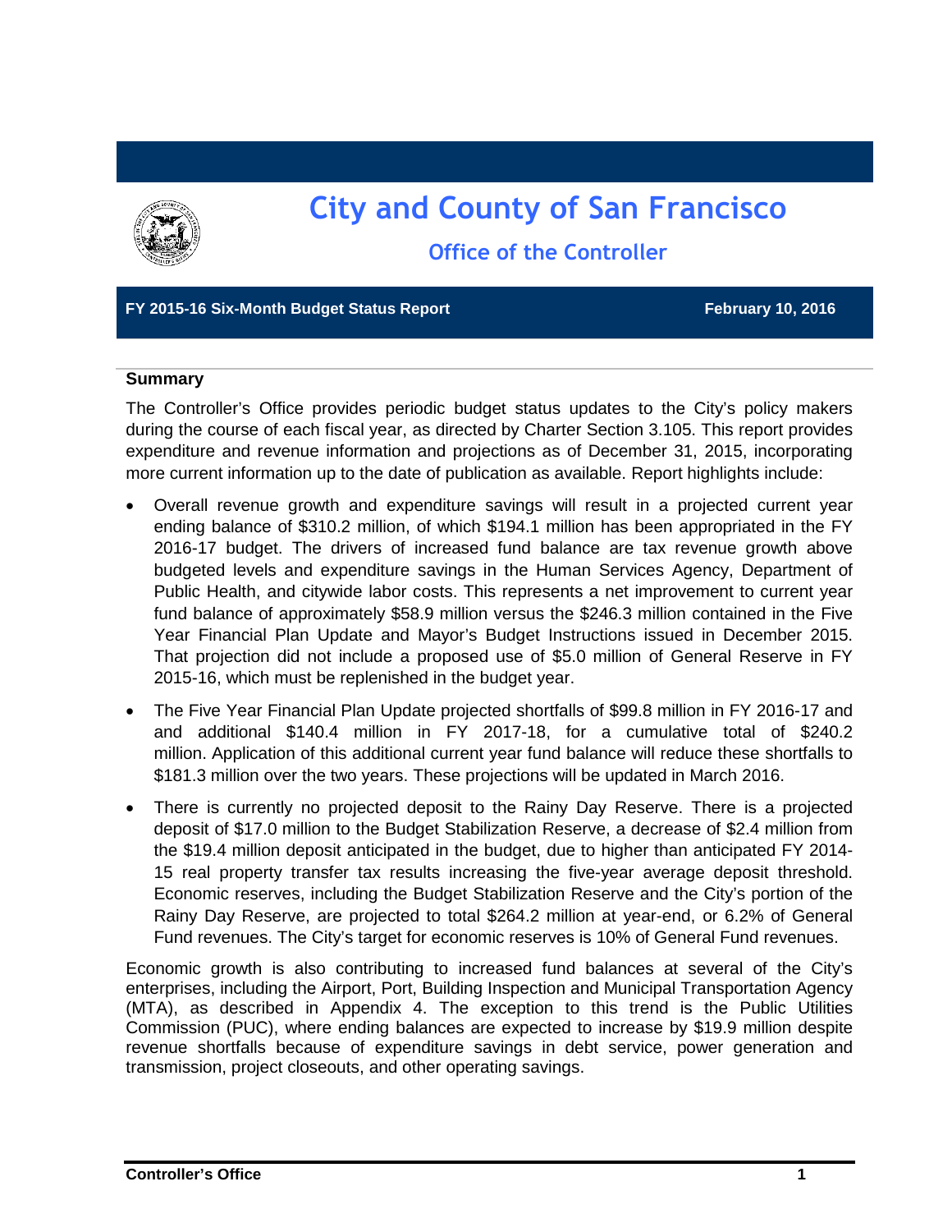# City and County of San Francisco

## Office of the Controller

**FY 2015-16 Six-Month Budget Status Report** **February 10, 2016**

### Summary

The Controller's Office provides periodic budget status updates to the City's policy makers during the course of each fiscal year, as directed by Charter Section 3.105. This report provides expenditure and revenue information and projections as of December 31, 2015, incorporating more current information up to the date of publication as available. Report highlights include:

- Overall revenue growth and expenditure savings will result in a projected current year ending balance of $310.2 million, of which $194.1 million has been appropriated in the FY 2016-17 budget. The drivers of increased fund balance are tax revenue growth above budgeted levels and expenditure savings in the Human Services Agency, Department of Public Health, and citywide labor costs. This represents a net improvement to current year fund balance of approximately $58.9 million versus the $246.3 million contained in the Five Year Financial Plan Update and Mayor's Budget Instructions issued in December 2015. That projection did not include a proposed use of $5.0 million of General Reserve in FY 2015-16, which must be replenished in the budget year.
- The Five Year Financial Plan Update projected shortfalls of $99.8 million in FY 2016-17 and and additional $140.4 million in FY 2017-18, for a cumulative total of $240.2 million. Application of this additional current year fund balance will reduce these shortfalls to $181.3 million over the two years. These projections will be updated in March 2016.
- There is currently no projected deposit to the Rainy Day Reserve. There is a projected deposit of $17.0 million to the Budget Stabilization Reserve, a decrease of $2.4 million from the $19.4 million deposit anticipated in the budget, due to higher than anticipated FY 2014-15 real property transfer tax results increasing the five-year average deposit threshold. Economic reserves, including the Budget Stabilization Reserve and the City's portion of the Rainy Day Reserve, are projected to total $264.2 million at year-end, or 6.2% of General Fund revenues. The City's target for economic reserves is 10% of General Fund revenues.

Economic growth is also contributing to increased fund balances at several of the City's enterprises, including the Airport, Port, Building Inspection and Municipal Transportation Agency (MTA), as described in Appendix 4. The exception to this trend is the Public Utilities Commission (PUC), where ending balances are expected to increase by $19.9 million despite revenue shortfalls because of expenditure savings in debt service, power generation and transmission, project closeouts, and other operating savings.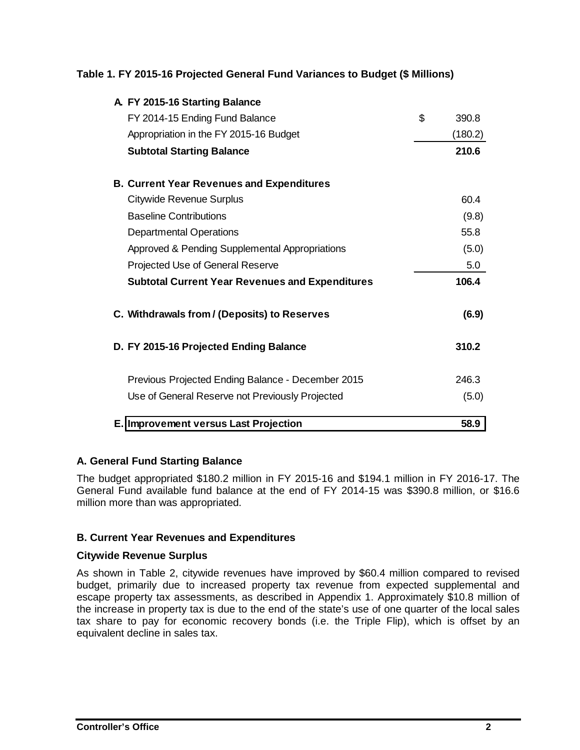**Table 1. FY 2015-16 Projected General Fund Variances to Budget ($ Millions)**

| | |
|---|---|
| **A. FY 2015-16 Starting Balance** | |
| FY 2014-15 Ending Fund Balance | $ 390.8 |
| Appropriation in the FY 2015-16 Budget | (180.2) |
| **Subtotal Starting Balance** | **210.6** |
| **B. Current Year Revenues and Expenditures** | |
| Citywide Revenue Surplus | 60.4 |
| Baseline Contributions | (9.8) |
| Departmental Operations | 55.8 |
| Approved & Pending Supplemental Appropriations | (5.0) |
| Projected Use of General Reserve | 5.0 |
| **Subtotal Current Year Revenues and Expenditures** | **106.4** |
| **C. Withdrawals from / (Deposits) to Reserves** | **(6.9)** |
| **D. FY 2015-16 Projected Ending Balance** | **310.2** |
| Previous Projected Ending Balance - December 2015 | 246.3 |
| Use of General Reserve not Previously Projected | (5.0) |
| **E. Improvement versus Last Projection** | **58.9** |

### A. General Fund Starting Balance

The budget appropriated $180.2 million in FY 2015-16 and $194.1 million in FY 2016-17. The General Fund available fund balance at the end of FY 2014-15 was $390.8 million, or $16.6 million more than was appropriated.

### B. Current Year Revenues and Expenditures

#### Citywide Revenue Surplus

As shown in Table 2, citywide revenues have improved by $60.4 million compared to revised budget, primarily due to increased property tax revenue from expected supplemental and escape property tax assessments, as described in Appendix 1. Approximately $10.8 million of the increase in property tax is due to the end of the state's use of one quarter of the local sales tax share to pay for economic recovery bonds (i.e. the Triple Flip), which is offset by an equivalent decline in sales tax.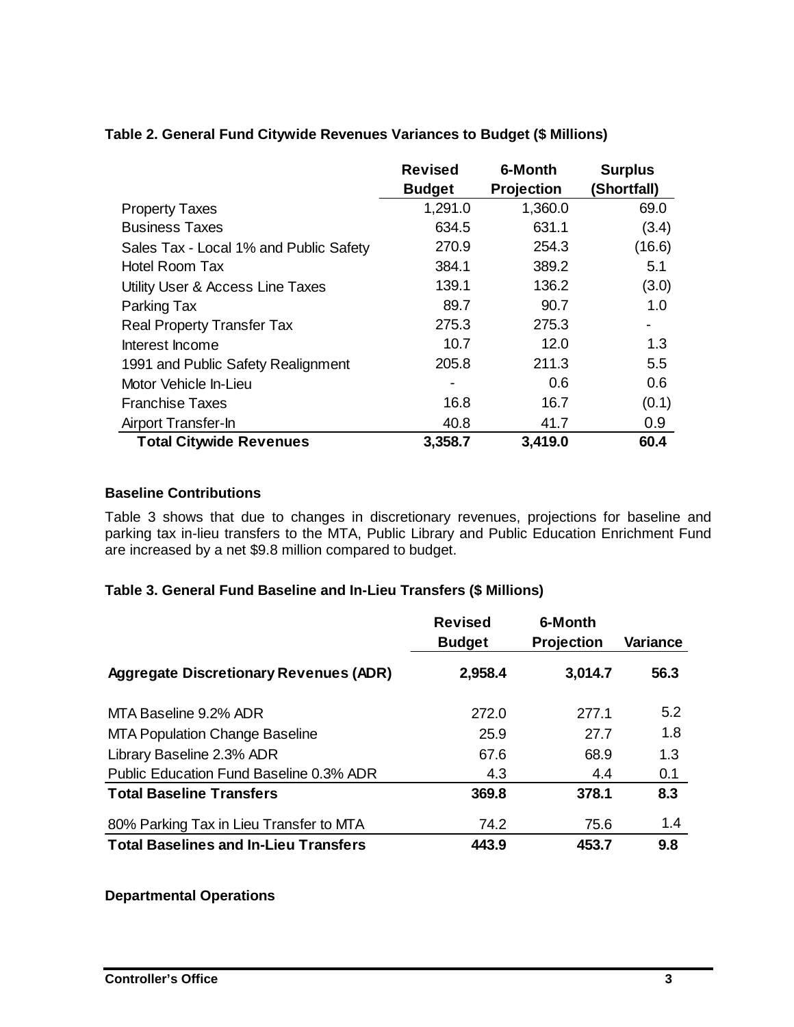**Table 2. General Fund Citywide Revenues Variances to Budget ($ Millions)**

| | Revised Budget | 6-Month Projection | Surplus (Shortfall) |
|---|---|---|---|
| Property Taxes | 1,291.0 | 1,360.0 | 69.0 |
| Business Taxes | 634.5 | 631.1 | (3.4) |
| Sales Tax - Local 1% and Public Safety | 270.9 | 254.3 | (16.6) |
| Hotel Room Tax | 384.1 | 389.2 | 5.1 |
| Utility User & Access Line Taxes | 139.1 | 136.2 | (3.0) |
| Parking Tax | 89.7 | 90.7 | 1.0 |
| Real Property Transfer Tax | 275.3 | 275.3 | - |
| Interest Income | 10.7 | 12.0 | 1.3 |
| 1991 and Public Safety Realignment | 205.8 | 211.3 | 5.5 |
| Motor Vehicle In-Lieu | - | 0.6 | 0.6 |
| Franchise Taxes | 16.8 | 16.7 | (0.1) |
| Airport Transfer-In | 40.8 | 41.7 | 0.9 |
| **Total Citywide Revenues** | **3,358.7** | **3,419.0** | **60.4** |

**Baseline Contributions**

Table 3 shows that due to changes in discretionary revenues, projections for baseline and parking tax in-lieu transfers to the MTA, Public Library and Public Education Enrichment Fund are increased by a net $9.8 million compared to budget.

**Table 3. General Fund Baseline and In-Lieu Transfers ($ Millions)**

| | Revised Budget | 6-Month Projection | Variance |
|---|---|---|---|
| **Aggregate Discretionary Revenues (ADR)** | **2,958.4** | **3,014.7** | **56.3** |
| MTA Baseline 9.2% ADR | 272.0 | 277.1 | 5.2 |
| MTA Population Change Baseline | 25.9 | 27.7 | 1.8 |
| Library Baseline 2.3% ADR | 67.6 | 68.9 | 1.3 |
| Public Education Fund Baseline 0.3% ADR | 4.3 | 4.4 | 0.1 |
| **Total Baseline Transfers** | **369.8** | **378.1** | **8.3** |
| 80% Parking Tax in Lieu Transfer to MTA | 74.2 | 75.6 | 1.4 |
| **Total Baselines and In-Lieu Transfers** | **443.9** | **453.7** | **9.8** |

**Departmental Operations**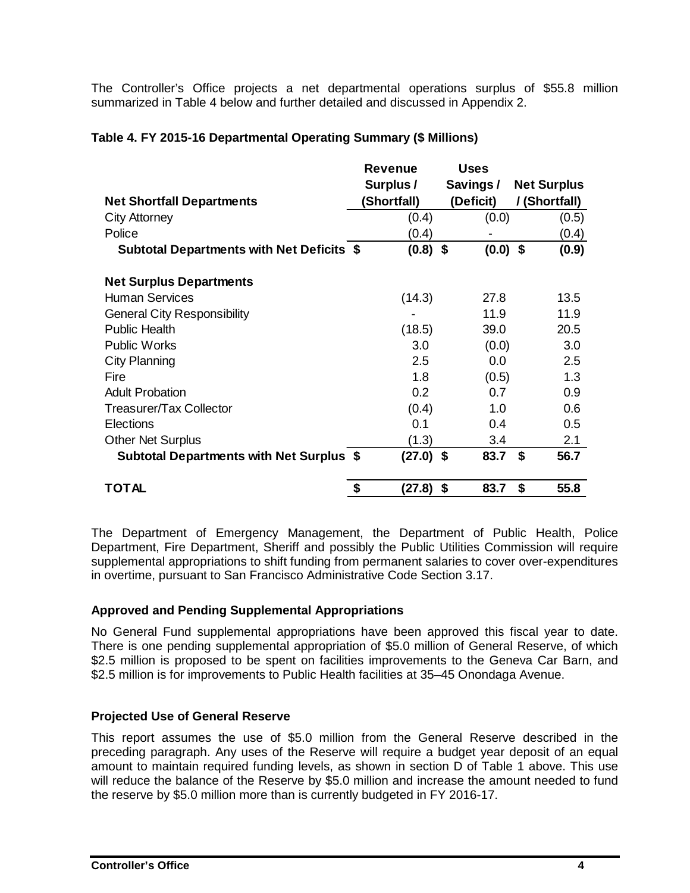The Controller's Office projects a net departmental operations surplus of $55.8 million summarized in Table 4 below and further detailed and discussed in Appendix 2.

**Table 4. FY 2015-16 Departmental Operating Summary ($ Millions)**

| Net Shortfall Departments | Revenue Surplus / (Shortfall) | Uses Savings / (Deficit) | Net Surplus / (Shortfall) |
|---|---|---|---|
| City Attorney | (0.4) | (0.0) | (0.5) |
| Police | (0.4) | - | (0.4) |
| **Subtotal Departments with Net Deficits** | **$ (0.8)** | **$ (0.0)** | **$ (0.9)** |
| **Net Surplus Departments** | | | |
| Human Services | (14.3) | 27.8 | 13.5 |
| General City Responsibility | - | 11.9 | 11.9 |
| Public Health | (18.5) | 39.0 | 20.5 |
| Public Works | 3.0 | (0.0) | 3.0 |
| City Planning | 2.5 | 0.0 | 2.5 |
| Fire | 1.8 | (0.5) | 1.3 |
| Adult Probation | 0.2 | 0.7 | 0.9 |
| Treasurer/Tax Collector | (0.4) | 1.0 | 0.6 |
| Elections | 0.1 | 0.4 | 0.5 |
| Other Net Surplus | (1.3) | 3.4 | 2.1 |
| **Subtotal Departments with Net Surplus** | **$ (27.0)** | **$ 83.7** | **$ 56.7** |
| **TOTAL** | **$ (27.8)** | **$ 83.7** | **$ 55.8** |

The Department of Emergency Management, the Department of Public Health, Police Department, Fire Department, Sheriff and possibly the Public Utilities Commission will require supplemental appropriations to shift funding from permanent salaries to cover over-expenditures in overtime, pursuant to San Francisco Administrative Code Section 3.17.

### Approved and Pending Supplemental Appropriations

No General Fund supplemental appropriations have been approved this fiscal year to date. There is one pending supplemental appropriation of $5.0 million of General Reserve, of which $2.5 million is proposed to be spent on facilities improvements to the Geneva Car Barn, and $2.5 million is for improvements to Public Health facilities at 35–45 Onondaga Avenue.

### Projected Use of General Reserve

This report assumes the use of $5.0 million from the General Reserve described in the preceding paragraph. Any uses of the Reserve will require a budget year deposit of an equal amount to maintain required funding levels, as shown in section D of Table 1 above. This use will reduce the balance of the Reserve by $5.0 million and increase the amount needed to fund the reserve by $5.0 million more than is currently budgeted in FY 2016-17.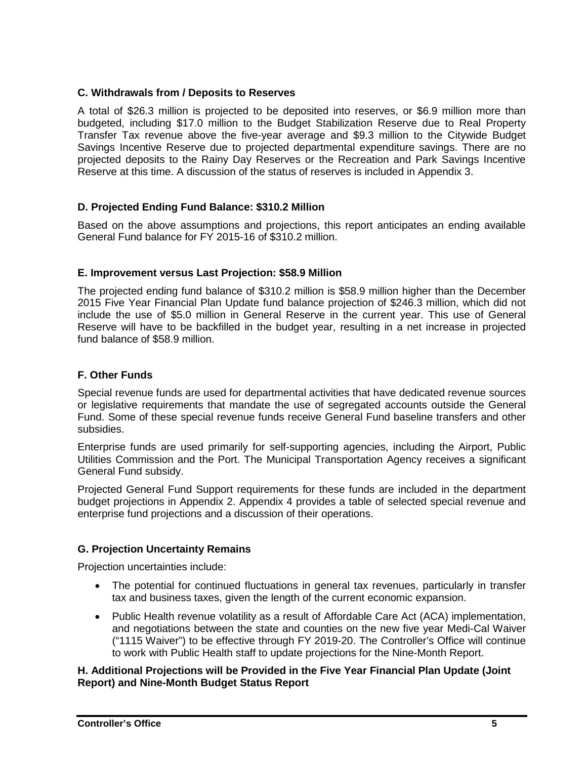### C. Withdrawals from / Deposits to Reserves

A total of $26.3 million is projected to be deposited into reserves, or $6.9 million more than budgeted, including $17.0 million to the Budget Stabilization Reserve due to Real Property Transfer Tax revenue above the five-year average and $9.3 million to the Citywide Budget Savings Incentive Reserve due to projected departmental expenditure savings. There are no projected deposits to the Rainy Day Reserves or the Recreation and Park Savings Incentive Reserve at this time. A discussion of the status of reserves is included in Appendix 3.

### D. Projected Ending Fund Balance: $310.2 Million

Based on the above assumptions and projections, this report anticipates an ending available General Fund balance for FY 2015-16 of $310.2 million.

### E. Improvement versus Last Projection: $58.9 Million

The projected ending fund balance of $310.2 million is $58.9 million higher than the December 2015 Five Year Financial Plan Update fund balance projection of $246.3 million, which did not include the use of $5.0 million in General Reserve in the current year. This use of General Reserve will have to be backfilled in the budget year, resulting in a net increase in projected fund balance of $58.9 million.

### F. Other Funds

Special revenue funds are used for departmental activities that have dedicated revenue sources or legislative requirements that mandate the use of segregated accounts outside the General Fund. Some of these special revenue funds receive General Fund baseline transfers and other subsidies.

Enterprise funds are used primarily for self-supporting agencies, including the Airport, Public Utilities Commission and the Port. The Municipal Transportation Agency receives a significant General Fund subsidy.

Projected General Fund Support requirements for these funds are included in the department budget projections in Appendix 2. Appendix 4 provides a table of selected special revenue and enterprise fund projections and a discussion of their operations.

### G. Projection Uncertainty Remains

Projection uncertainties include:

- The potential for continued fluctuations in general tax revenues, particularly in transfer tax and business taxes, given the length of the current economic expansion.
- Public Health revenue volatility as a result of Affordable Care Act (ACA) implementation, and negotiations between the state and counties on the new five year Medi-Cal Waiver ("1115 Waiver") to be effective through FY 2019-20. The Controller's Office will continue to work with Public Health staff to update projections for the Nine-Month Report.

### H. Additional Projections will be Provided in the Five Year Financial Plan Update (Joint Report) and Nine-Month Budget Status Report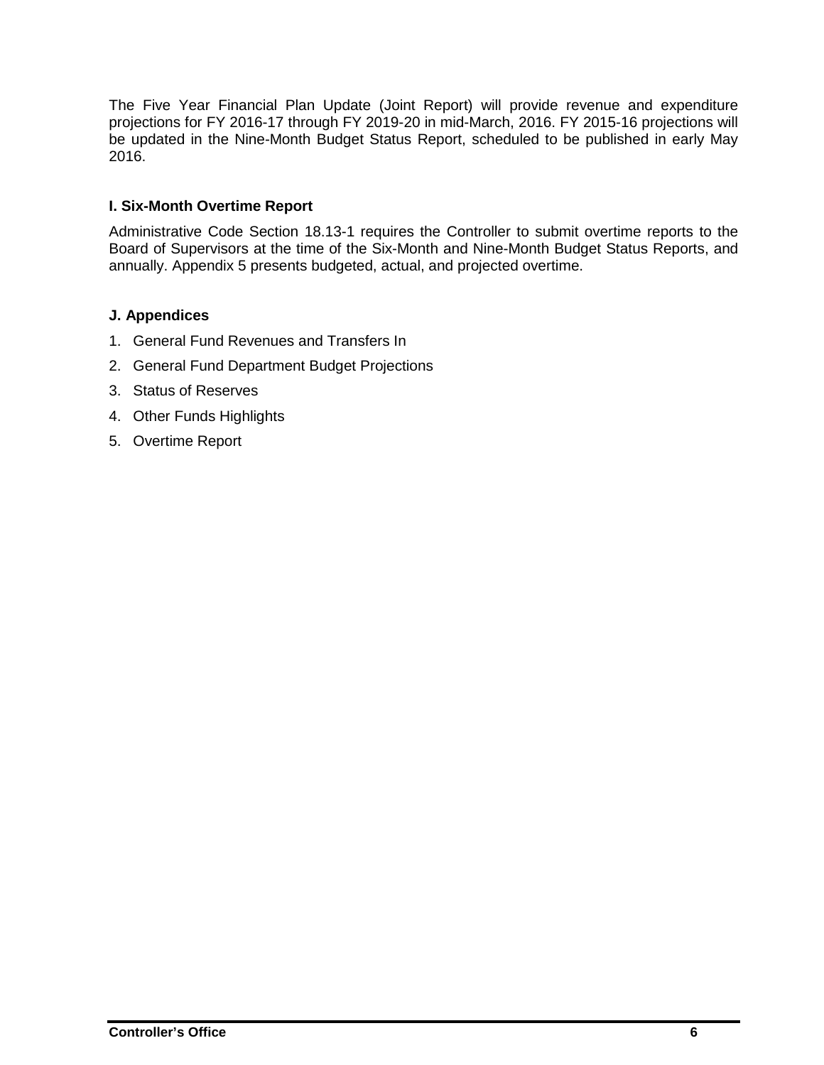The Five Year Financial Plan Update (Joint Report) will provide revenue and expenditure projections for FY 2016-17 through FY 2019-20 in mid-March, 2016. FY 2015-16 projections will be updated in the Nine-Month Budget Status Report, scheduled to be published in early May 2016.

### I. Six-Month Overtime Report

Administrative Code Section 18.13-1 requires the Controller to submit overtime reports to the Board of Supervisors at the time of the Six-Month and Nine-Month Budget Status Reports, and annually. Appendix 5 presents budgeted, actual, and projected overtime.

### J. Appendices

1. General Fund Revenues and Transfers In
2. General Fund Department Budget Projections
3. Status of Reserves
4. Other Funds Highlights
5. Overtime Report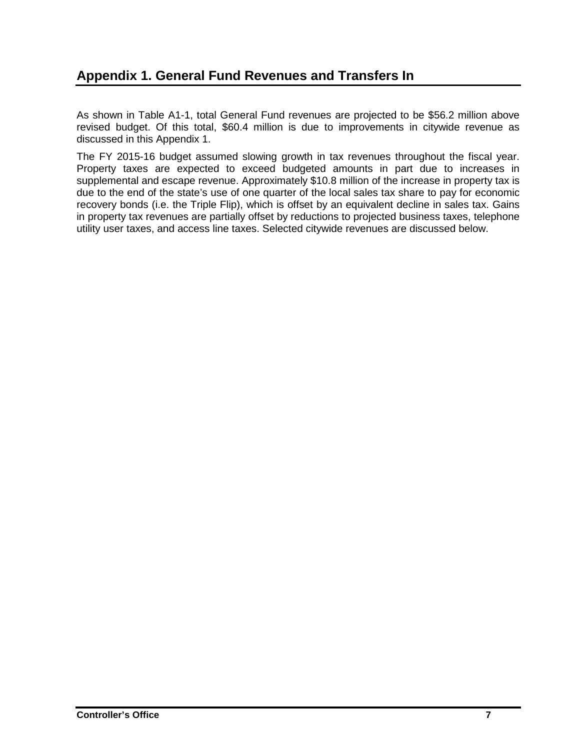## Appendix 1. General Fund Revenues and Transfers In

As shown in Table A1-1, total General Fund revenues are projected to be $56.2 million above revised budget. Of this total, $60.4 million is due to improvements in citywide revenue as discussed in this Appendix 1.

The FY 2015-16 budget assumed slowing growth in tax revenues throughout the fiscal year. Property taxes are expected to exceed budgeted amounts in part due to increases in supplemental and escape revenue. Approximately $10.8 million of the increase in property tax is due to the end of the state's use of one quarter of the local sales tax share to pay for economic recovery bonds (i.e. the Triple Flip), which is offset by an equivalent decline in sales tax. Gains in property tax revenues are partially offset by reductions to projected business taxes, telephone utility user taxes, and access line taxes. Selected citywide revenues are discussed below.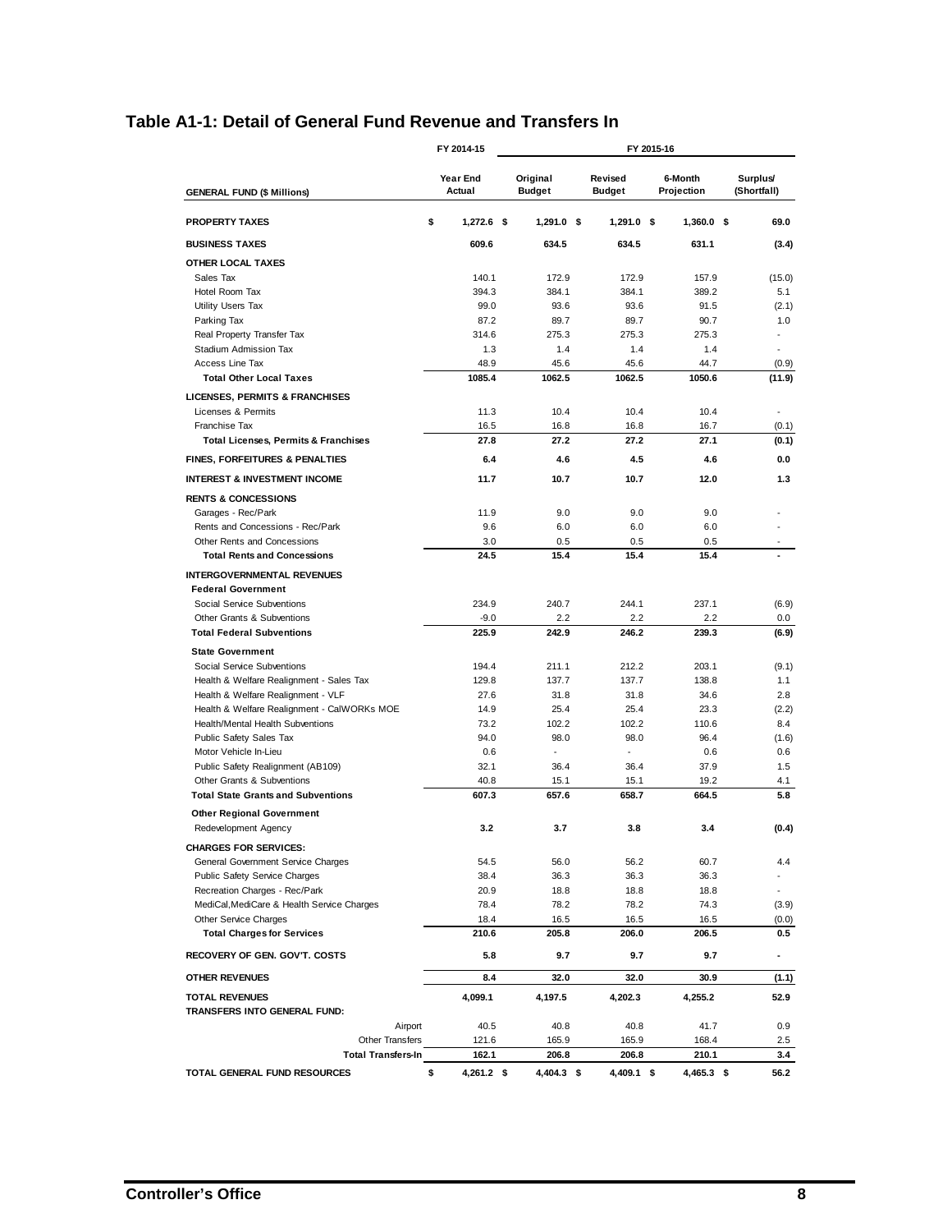## Table A1-1: Detail of General Fund Revenue and Transfers In

| GENERAL FUND ($ Millions) | FY 2014-15 Year End Actual | FY 2015-16 Original Budget | FY 2015-16 Revised Budget | FY 2015-16 6-Month Projection | FY 2015-16 Surplus/ (Shortfall) |
|---|---|---|---|---|---|
| **PROPERTY TAXES** | **$ 1,272.6** | **$ 1,291.0** | **$ 1,291.0** | **$ 1,360.0** | **$ 69.0** |
| **BUSINESS TAXES** | **609.6** | **634.5** | **634.5** | **631.1** | **(3.4)** |
| **OTHER LOCAL TAXES** | | | | | |
| Sales Tax | 140.1 | 172.9 | 172.9 | 157.9 | (15.0) |
| Hotel Room Tax | 394.3 | 384.1 | 384.1 | 389.2 | 5.1 |
| Utility Users Tax | 99.0 | 93.6 | 93.6 | 91.5 | (2.1) |
| Parking Tax | 87.2 | 89.7 | 89.7 | 90.7 | 1.0 |
| Real Property Transfer Tax | 314.6 | 275.3 | 275.3 | 275.3 | - |
| Stadium Admission Tax | 1.3 | 1.4 | 1.4 | 1.4 | - |
| Access Line Tax | 48.9 | 45.6 | 45.6 | 44.7 | (0.9) |
| **Total Other Local Taxes** | **1085.4** | **1062.5** | **1062.5** | **1050.6** | **(11.9)** |
| **LICENSES, PERMITS & FRANCHISES** | | | | | |
| Licenses & Permits | 11.3 | 10.4 | 10.4 | 10.4 | - |
| Franchise Tax | 16.5 | 16.8 | 16.8 | 16.7 | (0.1) |
| **Total Licenses, Permits & Franchises** | **27.8** | **27.2** | **27.2** | **27.1** | **(0.1)** |
| **FINES, FORFEITURES & PENALTIES** | **6.4** | **4.6** | **4.5** | **4.6** | **0.0** |
| **INTEREST & INVESTMENT INCOME** | **11.7** | **10.7** | **10.7** | **12.0** | **1.3** |
| **RENTS & CONCESSIONS** | | | | | |
| Garages - Rec/Park | 11.9 | 9.0 | 9.0 | 9.0 | - |
| Rents and Concessions - Rec/Park | 9.6 | 6.0 | 6.0 | 6.0 | - |
| Other Rents and Concessions | 3.0 | 0.5 | 0.5 | 0.5 | - |
| **Total Rents and Concessions** | **24.5** | **15.4** | **15.4** | **15.4** | **-** |
| **INTERGOVERNMENTAL REVENUES** | | | | | |
| **Federal Government** | | | | | |
| Social Service Subventions | 234.9 | 240.7 | 244.1 | 237.1 | (6.9) |
| Other Grants & Subventions | -9.0 | 2.2 | 2.2 | 2.2 | 0.0 |
| **Total Federal Subventions** | **225.9** | **242.9** | **246.2** | **239.3** | **(6.9)** |
| **State Government** | | | | | |
| Social Service Subventions | 194.4 | 211.1 | 212.2 | 203.1 | (9.1) |
| Health & Welfare Realignment - Sales Tax | 129.8 | 137.7 | 137.7 | 138.8 | 1.1 |
| Health & Welfare Realignment - VLF | 27.6 | 31.8 | 31.8 | 34.6 | 2.8 |
| Health & Welfare Realignment - CalWORKs MOE | 14.9 | 25.4 | 25.4 | 23.3 | (2.2) |
| Health/Mental Health Subventions | 73.2 | 102.2 | 102.2 | 110.6 | 8.4 |
| Public Safety Sales Tax | 94.0 | 98.0 | 98.0 | 96.4 | (1.6) |
| Motor Vehicle In-Lieu | 0.6 | - | - | 0.6 | 0.6 |
| Public Safety Realignment (AB109) | 32.1 | 36.4 | 36.4 | 37.9 | 1.5 |
| Other Grants & Subventions | 40.8 | 15.1 | 15.1 | 19.2 | 4.1 |
| **Total State Grants and Subventions** | **607.3** | **657.6** | **658.7** | **664.5** | **5.8** |
| **Other Regional Government** | | | | | |
| Redevelopment Agency | **3.2** | **3.7** | **3.8** | **3.4** | **(0.4)** |
| **CHARGES FOR SERVICES:** | | | | | |
| General Government Service Charges | 54.5 | 56.0 | 56.2 | 60.7 | 4.4 |
| Public Safety Service Charges | 38.4 | 36.3 | 36.3 | 36.3 | - |
| Recreation Charges - Rec/Park | 20.9 | 18.8 | 18.8 | 18.8 | - |
| MediCal,MediCare & Health Service Charges | 78.4 | 78.2 | 78.2 | 74.3 | (3.9) |
| Other Service Charges | 18.4 | 16.5 | 16.5 | 16.5 | (0.0) |
| **Total Charges for Services** | **210.6** | **205.8** | **206.0** | **206.5** | **0.5** |
| **RECOVERY OF GEN. GOV'T. COSTS** | **5.8** | **9.7** | **9.7** | **9.7** | **-** |
| **OTHER REVENUES** | **8.4** | **32.0** | **32.0** | **30.9** | **(1.1)** |
| **TOTAL REVENUES** | **4,099.1** | **4,197.5** | **4,202.3** | **4,255.2** | **52.9** |
| **TRANSFERS INTO GENERAL FUND:** | | | | | |
| Airport | 40.5 | 40.8 | 40.8 | 41.7 | 0.9 |
| Other Transfers | 121.6 | 165.9 | 165.9 | 168.4 | 2.5 |
| **Total Transfers-In** | **162.1** | **206.8** | **206.8** | **210.1** | **3.4** |
| **TOTAL GENERAL FUND RESOURCES** | **$ 4,261.2** | **$ 4,404.3** | **$ 4,409.1** | **$ 4,465.3** | **$ 56.2** |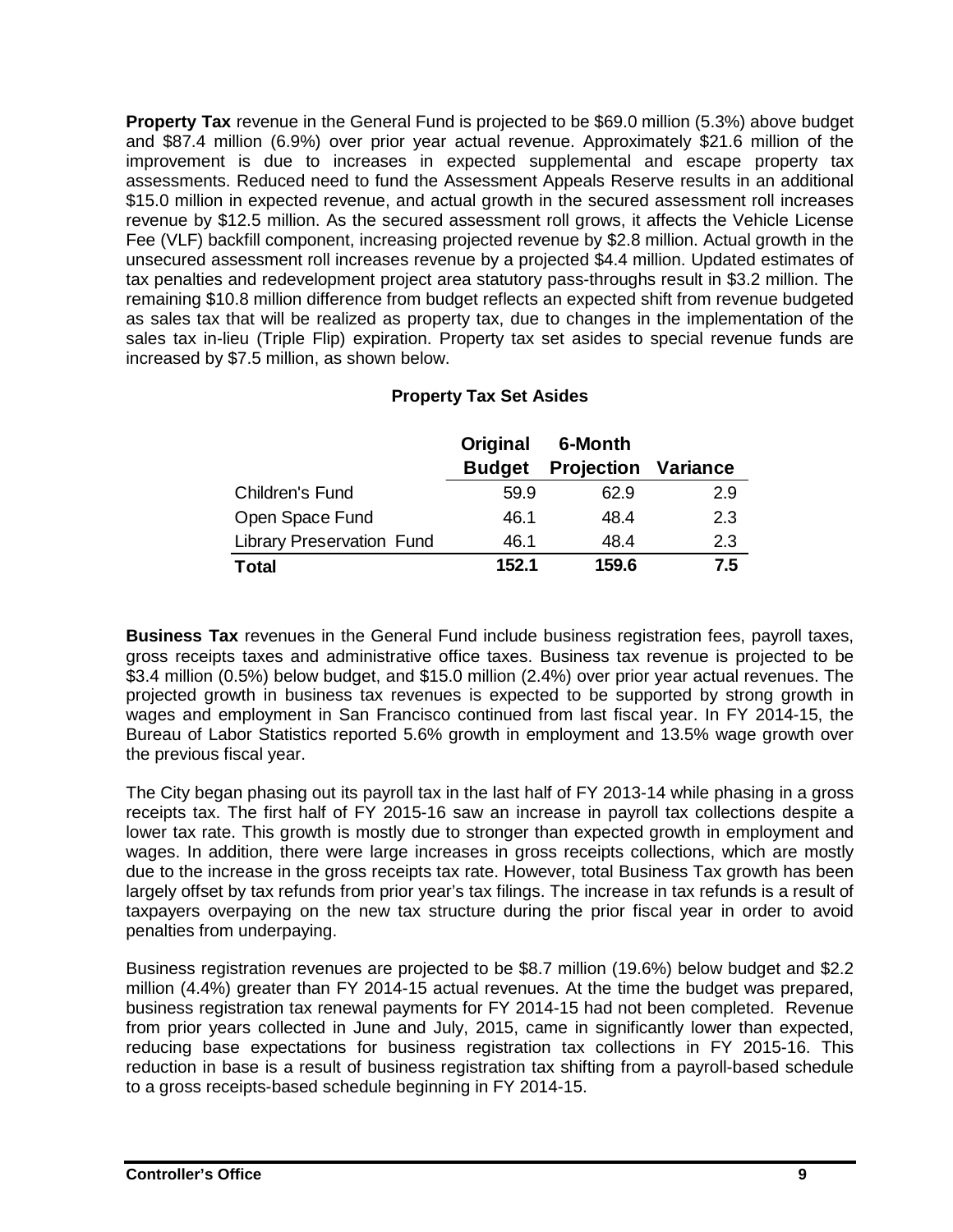**Property Tax** revenue in the General Fund is projected to be $69.0 million (5.3%) above budget and $87.4 million (6.9%) over prior year actual revenue. Approximately $21.6 million of the improvement is due to increases in expected supplemental and escape property tax assessments. Reduced need to fund the Assessment Appeals Reserve results in an additional $15.0 million in expected revenue, and actual growth in the secured assessment roll increases revenue by $12.5 million. As the secured assessment roll grows, it affects the Vehicle License Fee (VLF) backfill component, increasing projected revenue by $2.8 million. Actual growth in the unsecured assessment roll increases revenue by a projected $4.4 million. Updated estimates of tax penalties and redevelopment project area statutory pass-throughs result in $3.2 million. The remaining $10.8 million difference from budget reflects an expected shift from revenue budgeted as sales tax that will be realized as property tax, due to changes in the implementation of the sales tax in-lieu (Triple Flip) expiration. Property tax set asides to special revenue funds are increased by $7.5 million, as shown below.

**Property Tax Set Asides**

| | Original Budget | 6-Month Projection | Variance |
|---|---|---|---|
| Children's Fund | 59.9 | 62.9 | 2.9 |
| Open Space Fund | 46.1 | 48.4 | 2.3 |
| Library Preservation Fund | 46.1 | 48.4 | 2.3 |
| **Total** | **152.1** | **159.6** | **7.5** |

**Business Tax** revenues in the General Fund include business registration fees, payroll taxes, gross receipts taxes and administrative office taxes. Business tax revenue is projected to be $3.4 million (0.5%) below budget, and $15.0 million (2.4%) over prior year actual revenues. The projected growth in business tax revenues is expected to be supported by strong growth in wages and employment in San Francisco continued from last fiscal year. In FY 2014-15, the Bureau of Labor Statistics reported 5.6% growth in employment and 13.5% wage growth over the previous fiscal year.

The City began phasing out its payroll tax in the last half of FY 2013-14 while phasing in a gross receipts tax. The first half of FY 2015-16 saw an increase in payroll tax collections despite a lower tax rate. This growth is mostly due to stronger than expected growth in employment and wages. In addition, there were large increases in gross receipts collections, which are mostly due to the increase in the gross receipts tax rate. However, total Business Tax growth has been largely offset by tax refunds from prior year's tax filings. The increase in tax refunds is a result of taxpayers overpaying on the new tax structure during the prior fiscal year in order to avoid penalties from underpaying.

Business registration revenues are projected to be $8.7 million (19.6%) below budget and $2.2 million (4.4%) greater than FY 2014-15 actual revenues. At the time the budget was prepared, business registration tax renewal payments for FY 2014-15 had not been completed. Revenue from prior years collected in June and July, 2015, came in significantly lower than expected, reducing base expectations for business registration tax collections in FY 2015-16. This reduction in base is a result of business registration tax shifting from a payroll-based schedule to a gross receipts-based schedule beginning in FY 2014-15.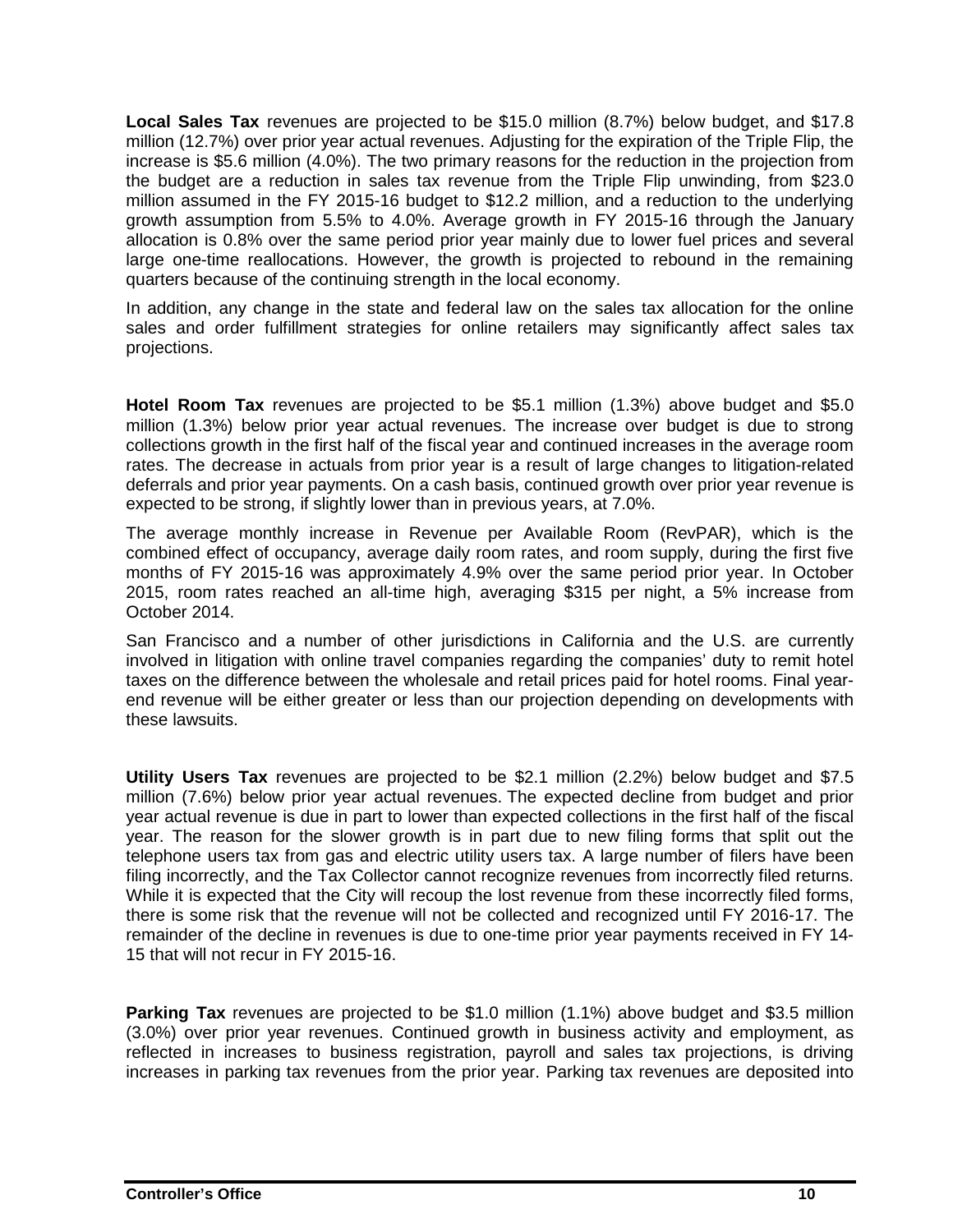**Local Sales Tax** revenues are projected to be $15.0 million (8.7%) below budget, and $17.8 million (12.7%) over prior year actual revenues. Adjusting for the expiration of the Triple Flip, the increase is $5.6 million (4.0%). The two primary reasons for the reduction in the projection from the budget are a reduction in sales tax revenue from the Triple Flip unwinding, from $23.0 million assumed in the FY 2015-16 budget to $12.2 million, and a reduction to the underlying growth assumption from 5.5% to 4.0%. Average growth in FY 2015-16 through the January allocation is 0.8% over the same period prior year mainly due to lower fuel prices and several large one-time reallocations. However, the growth is projected to rebound in the remaining quarters because of the continuing strength in the local economy.

In addition, any change in the state and federal law on the sales tax allocation for the online sales and order fulfillment strategies for online retailers may significantly affect sales tax projections.

**Hotel Room Tax** revenues are projected to be $5.1 million (1.3%) above budget and $5.0 million (1.3%) below prior year actual revenues. The increase over budget is due to strong collections growth in the first half of the fiscal year and continued increases in the average room rates. The decrease in actuals from prior year is a result of large changes to litigation-related deferrals and prior year payments. On a cash basis, continued growth over prior year revenue is expected to be strong, if slightly lower than in previous years, at 7.0%.

The average monthly increase in Revenue per Available Room (RevPAR), which is the combined effect of occupancy, average daily room rates, and room supply, during the first five months of FY 2015-16 was approximately 4.9% over the same period prior year. In October 2015, room rates reached an all-time high, averaging $315 per night, a 5% increase from October 2014.

San Francisco and a number of other jurisdictions in California and the U.S. are currently involved in litigation with online travel companies regarding the companies' duty to remit hotel taxes on the difference between the wholesale and retail prices paid for hotel rooms. Final year-end revenue will be either greater or less than our projection depending on developments with these lawsuits.

**Utility Users Tax** revenues are projected to be $2.1 million (2.2%) below budget and $7.5 million (7.6%) below prior year actual revenues. The expected decline from budget and prior year actual revenue is due in part to lower than expected collections in the first half of the fiscal year. The reason for the slower growth is in part due to new filing forms that split out the telephone users tax from gas and electric utility users tax. A large number of filers have been filing incorrectly, and the Tax Collector cannot recognize revenues from incorrectly filed returns. While it is expected that the City will recoup the lost revenue from these incorrectly filed forms, there is some risk that the revenue will not be collected and recognized until FY 2016-17. The remainder of the decline in revenues is due to one-time prior year payments received in FY 14-15 that will not recur in FY 2015-16.

**Parking Tax** revenues are projected to be $1.0 million (1.1%) above budget and $3.5 million (3.0%) over prior year revenues. Continued growth in business activity and employment, as reflected in increases to business registration, payroll and sales tax projections, is driving increases in parking tax revenues from the prior year. Parking tax revenues are deposited into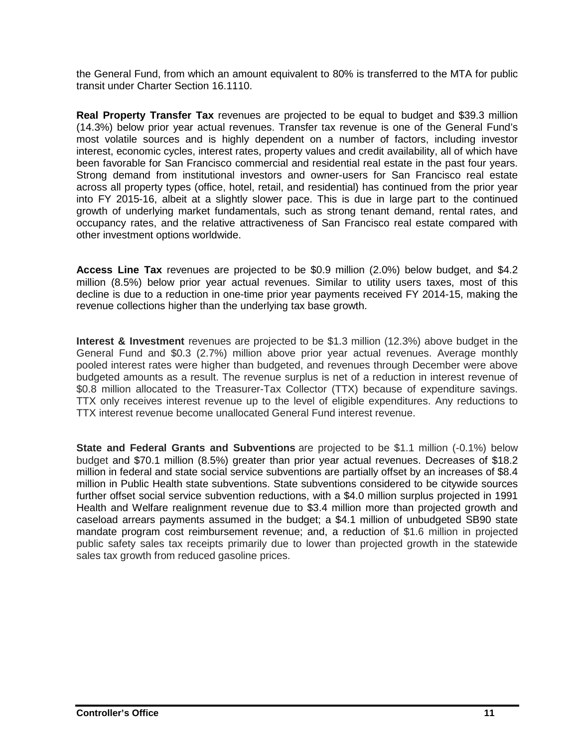the General Fund, from which an amount equivalent to 80% is transferred to the MTA for public transit under Charter Section 16.1110.

**Real Property Transfer Tax** revenues are projected to be equal to budget and $39.3 million (14.3%) below prior year actual revenues. Transfer tax revenue is one of the General Fund's most volatile sources and is highly dependent on a number of factors, including investor interest, economic cycles, interest rates, property values and credit availability, all of which have been favorable for San Francisco commercial and residential real estate in the past four years. Strong demand from institutional investors and owner-users for San Francisco real estate across all property types (office, hotel, retail, and residential) has continued from the prior year into FY 2015-16, albeit at a slightly slower pace. This is due in large part to the continued growth of underlying market fundamentals, such as strong tenant demand, rental rates, and occupancy rates, and the relative attractiveness of San Francisco real estate compared with other investment options worldwide.

**Access Line Tax** revenues are projected to be $0.9 million (2.0%) below budget, and $4.2 million (8.5%) below prior year actual revenues. Similar to utility users taxes, most of this decline is due to a reduction in one-time prior year payments received FY 2014-15, making the revenue collections higher than the underlying tax base growth.

**Interest & Investment** revenues are projected to be $1.3 million (12.3%) above budget in the General Fund and $0.3 (2.7%) million above prior year actual revenues. Average monthly pooled interest rates were higher than budgeted, and revenues through December were above budgeted amounts as a result. The revenue surplus is net of a reduction in interest revenue of $0.8 million allocated to the Treasurer-Tax Collector (TTX) because of expenditure savings. TTX only receives interest revenue up to the level of eligible expenditures. Any reductions to TTX interest revenue become unallocated General Fund interest revenue.

**State and Federal Grants and Subventions** are projected to be $1.1 million (-0.1%) below budget and $70.1 million (8.5%) greater than prior year actual revenues. Decreases of $18.2 million in federal and state social service subventions are partially offset by an increases of $8.4 million in Public Health state subventions. State subventions considered to be citywide sources further offset social service subvention reductions, with a $4.0 million surplus projected in 1991 Health and Welfare realignment revenue due to $3.4 million more than projected growth and caseload arrears payments assumed in the budget; a $4.1 million of unbudgeted SB90 state mandate program cost reimbursement revenue; and, a reduction of $1.6 million in projected public safety sales tax receipts primarily due to lower than projected growth in the statewide sales tax growth from reduced gasoline prices.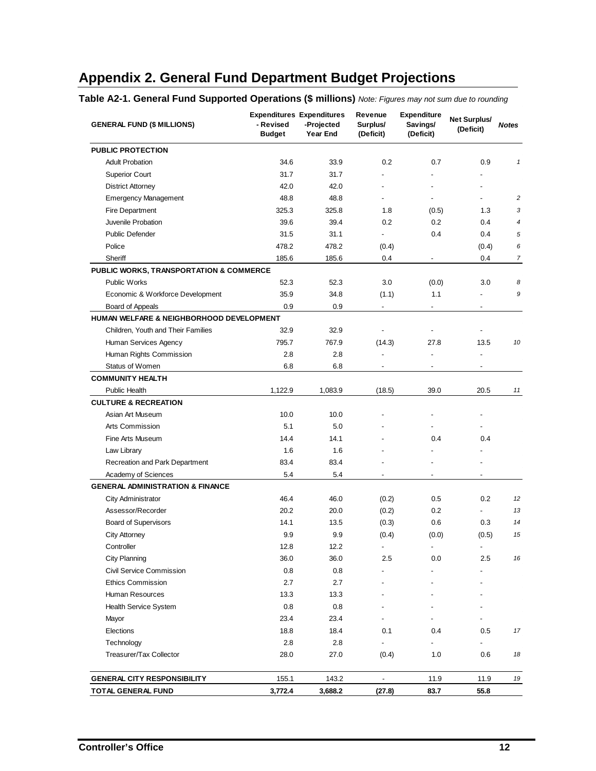## Appendix 2. General Fund Department Budget Projections

**Table A2-1. General Fund Supported Operations ($ millions)** *Note: Figures may not sum due to rounding*

| GENERAL FUND ($ MILLIONS) | Expenditures - Revised Budget | Expenditures -Projected Year End | Revenue Surplus/ (Deficit) | Expenditure Savings/ (Deficit) | Net Surplus/ (Deficit) | Notes |
|---|---|---|---|---|---|---|
| **PUBLIC PROTECTION** | | | | | | |
| Adult Probation | 34.6 | 33.9 | 0.2 | 0.7 | 0.9 | 1 |
| Superior Court | 31.7 | 31.7 | - | - | - | |
| District Attorney | 42.0 | 42.0 | - | - | - | |
| Emergency Management | 48.8 | 48.8 | - | - | - | 2 |
| Fire Department | 325.3 | 325.8 | 1.8 | (0.5) | 1.3 | 3 |
| Juvenile Probation | 39.6 | 39.4 | 0.2 | 0.2 | 0.4 | 4 |
| Public Defender | 31.5 | 31.1 | - | 0.4 | 0.4 | 5 |
| Police | 478.2 | 478.2 | (0.4) | | (0.4) | 6 |
| Sheriff | 185.6 | 185.6 | 0.4 | - | 0.4 | 7 |
| **PUBLIC WORKS, TRANSPORTATION & COMMERCE** | | | | | | |
| Public Works | 52.3 | 52.3 | 3.0 | (0.0) | 3.0 | 8 |
| Economic & Workforce Development | 35.9 | 34.8 | (1.1) | 1.1 | - | 9 |
| Board of Appeals | 0.9 | 0.9 | - | - | - | |
| **HUMAN WELFARE & NEIGHBORHOOD DEVELOPMENT** | | | | | | |
| Children, Youth and Their Families | 32.9 | 32.9 | - | - | - | |
| Human Services Agency | 795.7 | 767.9 | (14.3) | 27.8 | 13.5 | 10 |
| Human Rights Commission | 2.8 | 2.8 | - | - | - | |
| Status of Women | 6.8 | 6.8 | - | - | - | |
| **COMMUNITY HEALTH** | | | | | | |
| Public Health | 1,122.9 | 1,083.9 | (18.5) | 39.0 | 20.5 | 11 |
| **CULTURE & RECREATION** | | | | | | |
| Asian Art Museum | 10.0 | 10.0 | - | - | - | |
| Arts Commission | 5.1 | 5.0 | - | - | - | |
| Fine Arts Museum | 14.4 | 14.1 | - | 0.4 | 0.4 | |
| Law Library | 1.6 | 1.6 | - | - | - | |
| Recreation and Park Department | 83.4 | 83.4 | - | - | - | |
| Academy of Sciences | 5.4 | 5.4 | - | - | - | |
| **GENERAL ADMINISTRATION & FINANCE** | | | | | | |
| City Administrator | 46.4 | 46.0 | (0.2) | 0.5 | 0.2 | 12 |
| Assessor/Recorder | 20.2 | 20.0 | (0.2) | 0.2 | - | 13 |
| Board of Supervisors | 14.1 | 13.5 | (0.3) | 0.6 | 0.3 | 14 |
| City Attorney | 9.9 | 9.9 | (0.4) | (0.0) | (0.5) | 15 |
| Controller | 12.8 | 12.2 | - | - | - | |
| City Planning | 36.0 | 36.0 | 2.5 | 0.0 | 2.5 | 16 |
| Civil Service Commission | 0.8 | 0.8 | - | - | - | |
| Ethics Commission | 2.7 | 2.7 | - | - | - | |
| Human Resources | 13.3 | 13.3 | - | - | - | |
| Health Service System | 0.8 | 0.8 | - | - | - | |
| Mayor | 23.4 | 23.4 | - | - | - | |
| Elections | 18.8 | 18.4 | 0.1 | 0.4 | 0.5 | 17 |
| Technology | 2.8 | 2.8 | - | - | - | |
| Treasurer/Tax Collector | 28.0 | 27.0 | (0.4) | 1.0 | 0.6 | 18 |
| **GENERAL CITY RESPONSIBILITY** | 155.1 | 143.2 | - | 11.9 | 11.9 | 19 |
| **TOTAL GENERAL FUND** | **3,772.4** | **3,688.2** | **(27.8)** | **83.7** | **55.8** | |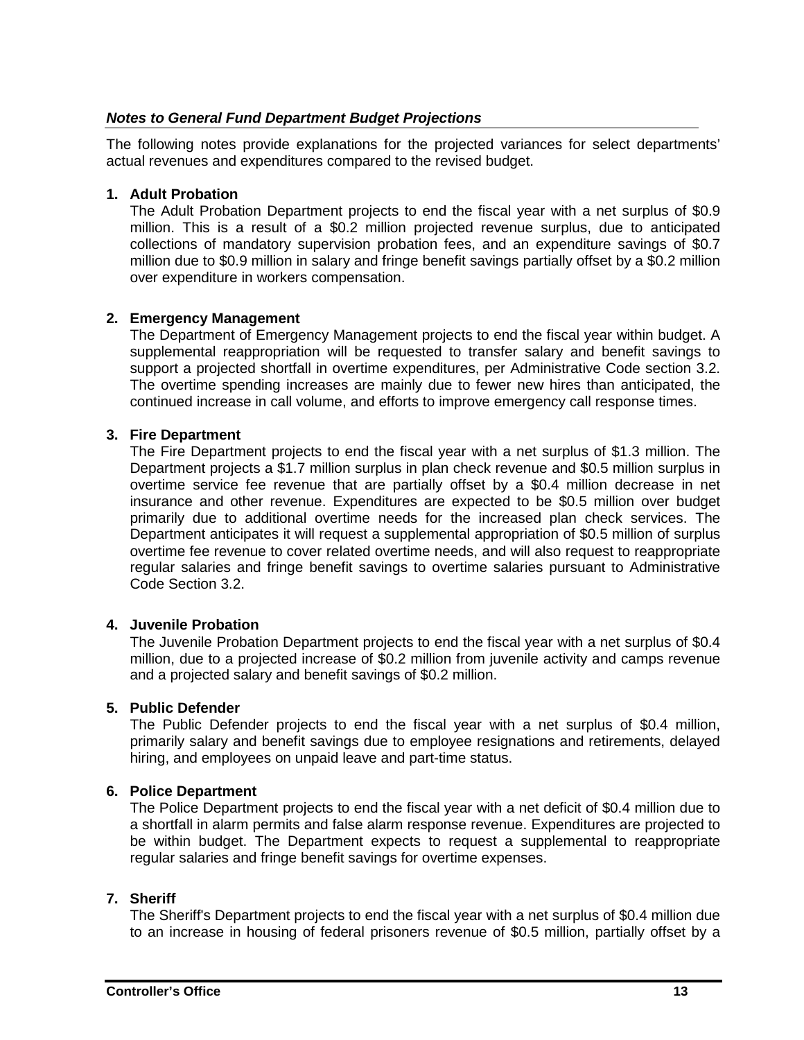### *Notes to General Fund Department Budget Projections*

The following notes provide explanations for the projected variances for select departments' actual revenues and expenditures compared to the revised budget.

**1. Adult Probation**

The Adult Probation Department projects to end the fiscal year with a net surplus of $0.9 million. This is a result of a $0.2 million projected revenue surplus, due to anticipated collections of mandatory supervision probation fees, and an expenditure savings of $0.7 million due to $0.9 million in salary and fringe benefit savings partially offset by a $0.2 million over expenditure in workers compensation.

**2. Emergency Management**

The Department of Emergency Management projects to end the fiscal year within budget. A supplemental reappropriation will be requested to transfer salary and benefit savings to support a projected shortfall in overtime expenditures, per Administrative Code section 3.2. The overtime spending increases are mainly due to fewer new hires than anticipated, the continued increase in call volume, and efforts to improve emergency call response times.

**3. Fire Department**

The Fire Department projects to end the fiscal year with a net surplus of $1.3 million. The Department projects a $1.7 million surplus in plan check revenue and $0.5 million surplus in overtime service fee revenue that are partially offset by a $0.4 million decrease in net insurance and other revenue. Expenditures are expected to be $0.5 million over budget primarily due to additional overtime needs for the increased plan check services. The Department anticipates it will request a supplemental appropriation of $0.5 million of surplus overtime fee revenue to cover related overtime needs, and will also request to reappropriate regular salaries and fringe benefit savings to overtime salaries pursuant to Administrative Code Section 3.2.

**4. Juvenile Probation**

The Juvenile Probation Department projects to end the fiscal year with a net surplus of $0.4 million, due to a projected increase of $0.2 million from juvenile activity and camps revenue and a projected salary and benefit savings of $0.2 million.

**5. Public Defender**

The Public Defender projects to end the fiscal year with a net surplus of $0.4 million, primarily salary and benefit savings due to employee resignations and retirements, delayed hiring, and employees on unpaid leave and part-time status.

**6. Police Department**

The Police Department projects to end the fiscal year with a net deficit of $0.4 million due to a shortfall in alarm permits and false alarm response revenue. Expenditures are projected to be within budget. The Department expects to request a supplemental to reappropriate regular salaries and fringe benefit savings for overtime expenses.

**7. Sheriff**

The Sheriff's Department projects to end the fiscal year with a net surplus of $0.4 million due to an increase in housing of federal prisoners revenue of $0.5 million, partially offset by a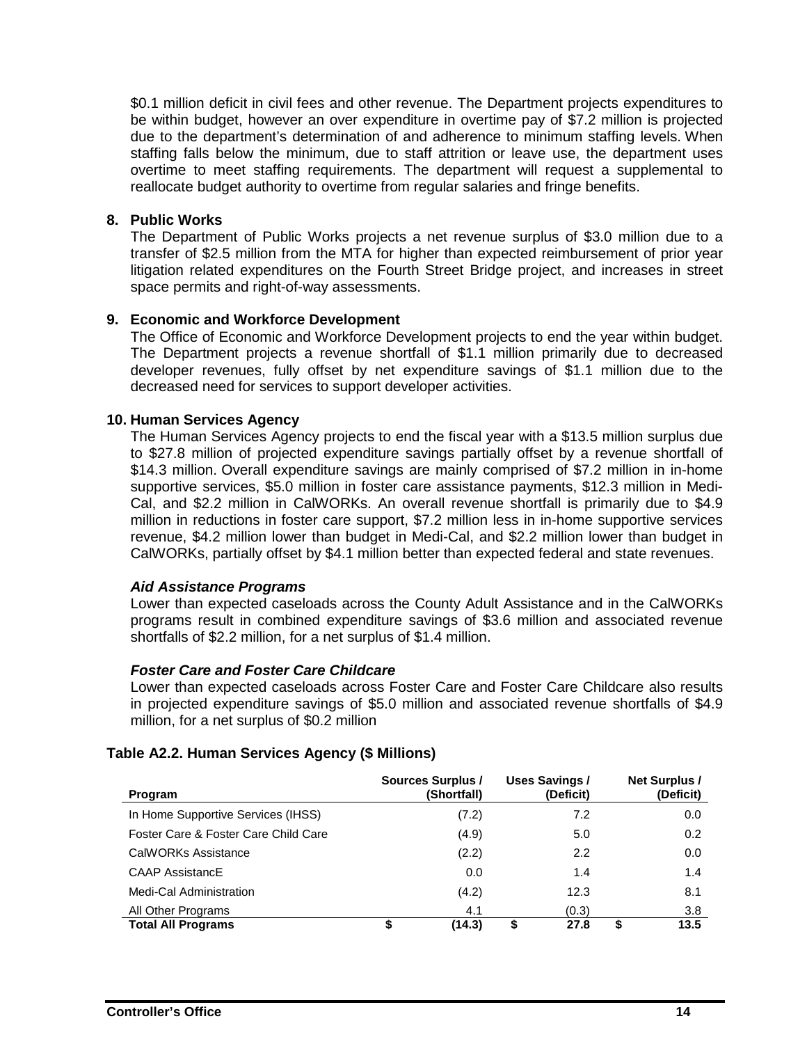$0.1 million deficit in civil fees and other revenue. The Department projects expenditures to be within budget, however an over expenditure in overtime pay of $7.2 million is projected due to the department's determination of and adherence to minimum staffing levels. When staffing falls below the minimum, due to staff attrition or leave use, the department uses overtime to meet staffing requirements. The department will request a supplemental to reallocate budget authority to overtime from regular salaries and fringe benefits.

**8. Public Works**

The Department of Public Works projects a net revenue surplus of $3.0 million due to a transfer of $2.5 million from the MTA for higher than expected reimbursement of prior year litigation related expenditures on the Fourth Street Bridge project, and increases in street space permits and right-of-way assessments.

**9. Economic and Workforce Development**

The Office of Economic and Workforce Development projects to end the year within budget. The Department projects a revenue shortfall of $1.1 million primarily due to decreased developer revenues, fully offset by net expenditure savings of $1.1 million due to the decreased need for services to support developer activities.

**10. Human Services Agency**

The Human Services Agency projects to end the fiscal year with a $13.5 million surplus due to $27.8 million of projected expenditure savings partially offset by a revenue shortfall of $14.3 million. Overall expenditure savings are mainly comprised of $7.2 million in in-home supportive services, $5.0 million in foster care assistance payments, $12.3 million in Medi-Cal, and $2.2 million in CalWORKs. An overall revenue shortfall is primarily due to $4.9 million in reductions in foster care support, $7.2 million less in in-home supportive services revenue, $4.2 million lower than budget in Medi-Cal, and $2.2 million lower than budget in CalWORKs, partially offset by $4.1 million better than expected federal and state revenues.

***Aid Assistance Programs***

Lower than expected caseloads across the County Adult Assistance and in the CalWORKs programs result in combined expenditure savings of $3.6 million and associated revenue shortfalls of $2.2 million, for a net surplus of $1.4 million.

***Foster Care and Foster Care Childcare***

Lower than expected caseloads across Foster Care and Foster Care Childcare also results in projected expenditure savings of $5.0 million and associated revenue shortfalls of $4.9 million, for a net surplus of $0.2 million

**Table A2.2. Human Services Agency ($ Millions)**

| Program | Sources Surplus / (Shortfall) | Uses Savings / (Deficit) | Net Surplus / (Deficit) |
|---|---|---|---|
| In Home Supportive Services (IHSS) | (7.2) | 7.2 | 0.0 |
| Foster Care & Foster Care Child Care | (4.9) | 5.0 | 0.2 |
| CalWORKs Assistance | (2.2) | 2.2 | 0.0 |
| CAAP AssistancE | 0.0 | 1.4 | 1.4 |
| Medi-Cal Administration | (4.2) | 12.3 | 8.1 |
| All Other Programs | 4.1 | (0.3) | 3.8 |
| **Total All Programs** | **$ (14.3)** | **$ 27.8** | **$ 13.5** |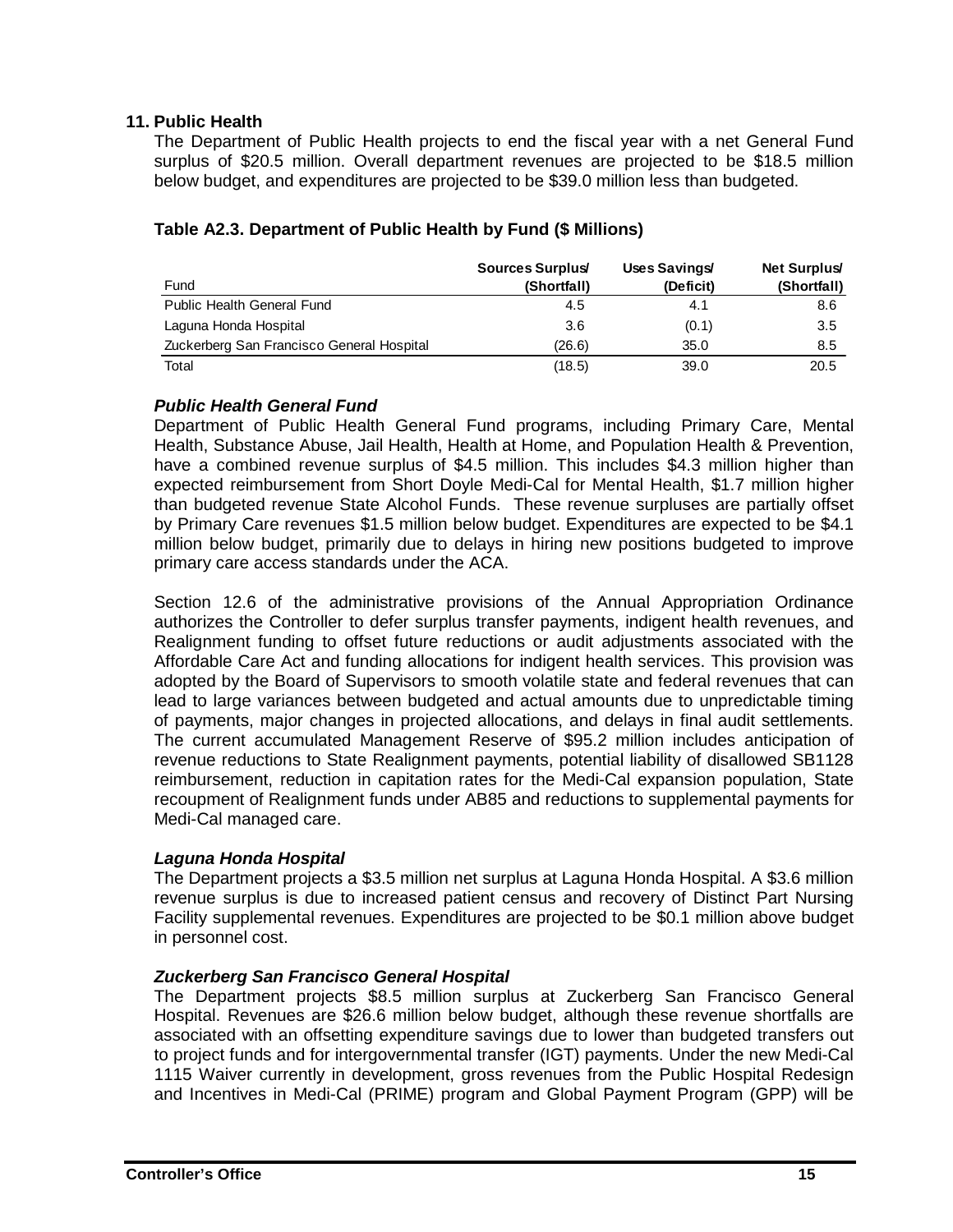## 11. Public Health

The Department of Public Health projects to end the fiscal year with a net General Fund surplus of $20.5 million. Overall department revenues are projected to be $18.5 million below budget, and expenditures are projected to be $39.0 million less than budgeted.

**Table A2.3. Department of Public Health by Fund ($ Millions)**

| Fund | Sources Surplus/ (Shortfall) | Uses Savings/ (Deficit) | Net Surplus/ (Shortfall) |
|---|---|---|---|
| Public Health General Fund | 4.5 | 4.1 | 8.6 |
| Laguna Honda Hospital | 3.6 | (0.1) | 3.5 |
| Zuckerberg San Francisco General Hospital | (26.6) | 35.0 | 8.5 |
| Total | (18.5) | 39.0 | 20.5 |

***Public Health General Fund***

Department of Public Health General Fund programs, including Primary Care, Mental Health, Substance Abuse, Jail Health, Health at Home, and Population Health & Prevention, have a combined revenue surplus of $4.5 million. This includes $4.3 million higher than expected reimbursement from Short Doyle Medi-Cal for Mental Health, $1.7 million higher than budgeted revenue State Alcohol Funds. These revenue surpluses are partially offset by Primary Care revenues $1.5 million below budget. Expenditures are expected to be $4.1 million below budget, primarily due to delays in hiring new positions budgeted to improve primary care access standards under the ACA.

Section 12.6 of the administrative provisions of the Annual Appropriation Ordinance authorizes the Controller to defer surplus transfer payments, indigent health revenues, and Realignment funding to offset future reductions or audit adjustments associated with the Affordable Care Act and funding allocations for indigent health services. This provision was adopted by the Board of Supervisors to smooth volatile state and federal revenues that can lead to large variances between budgeted and actual amounts due to unpredictable timing of payments, major changes in projected allocations, and delays in final audit settlements. The current accumulated Management Reserve of $95.2 million includes anticipation of revenue reductions to State Realignment payments, potential liability of disallowed SB1128 reimbursement, reduction in capitation rates for the Medi-Cal expansion population, State recoupment of Realignment funds under AB85 and reductions to supplemental payments for Medi-Cal managed care.

***Laguna Honda Hospital***

The Department projects a $3.5 million net surplus at Laguna Honda Hospital. A $3.6 million revenue surplus is due to increased patient census and recovery of Distinct Part Nursing Facility supplemental revenues. Expenditures are projected to be $0.1 million above budget in personnel cost.

***Zuckerberg San Francisco General Hospital***

The Department projects $8.5 million surplus at Zuckerberg San Francisco General Hospital. Revenues are $26.6 million below budget, although these revenue shortfalls are associated with an offsetting expenditure savings due to lower than budgeted transfers out to project funds and for intergovernmental transfer (IGT) payments. Under the new Medi-Cal 1115 Waiver currently in development, gross revenues from the Public Hospital Redesign and Incentives in Medi-Cal (PRIME) program and Global Payment Program (GPP) will be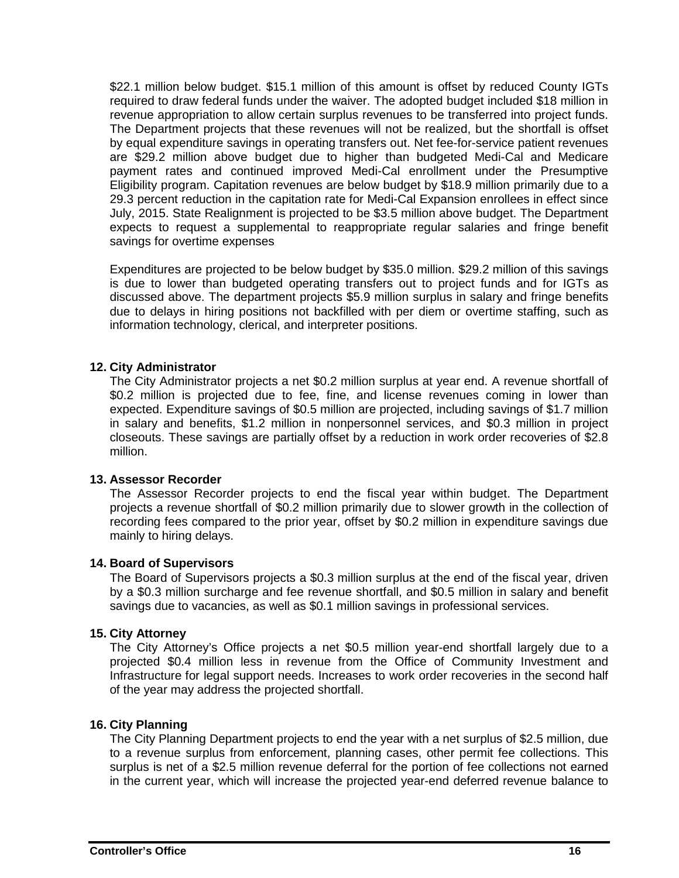$22.1 million below budget. $15.1 million of this amount is offset by reduced County IGTs required to draw federal funds under the waiver. The adopted budget included $18 million in revenue appropriation to allow certain surplus revenues to be transferred into project funds. The Department projects that these revenues will not be realized, but the shortfall is offset by equal expenditure savings in operating transfers out. Net fee-for-service patient revenues are $29.2 million above budget due to higher than budgeted Medi-Cal and Medicare payment rates and continued improved Medi-Cal enrollment under the Presumptive Eligibility program. Capitation revenues are below budget by $18.9 million primarily due to a 29.3 percent reduction in the capitation rate for Medi-Cal Expansion enrollees in effect since July, 2015. State Realignment is projected to be $3.5 million above budget. The Department expects to request a supplemental to reappropriate regular salaries and fringe benefit savings for overtime expenses

Expenditures are projected to be below budget by $35.0 million. $29.2 million of this savings is due to lower than budgeted operating transfers out to project funds and for IGTs as discussed above. The department projects $5.9 million surplus in salary and fringe benefits due to delays in hiring positions not backfilled with per diem or overtime staffing, such as information technology, clerical, and interpreter positions.

**12. City Administrator**

The City Administrator projects a net $0.2 million surplus at year end. A revenue shortfall of $0.2 million is projected due to fee, fine, and license revenues coming in lower than expected. Expenditure savings of $0.5 million are projected, including savings of $1.7 million in salary and benefits, $1.2 million in nonpersonnel services, and $0.3 million in project closeouts. These savings are partially offset by a reduction in work order recoveries of $2.8 million.

**13. Assessor Recorder**

The Assessor Recorder projects to end the fiscal year within budget. The Department projects a revenue shortfall of $0.2 million primarily due to slower growth in the collection of recording fees compared to the prior year, offset by $0.2 million in expenditure savings due mainly to hiring delays.

**14. Board of Supervisors**

The Board of Supervisors projects a $0.3 million surplus at the end of the fiscal year, driven by a $0.3 million surcharge and fee revenue shortfall, and $0.5 million in salary and benefit savings due to vacancies, as well as $0.1 million savings in professional services.

**15. City Attorney**

The City Attorney's Office projects a net $0.5 million year-end shortfall largely due to a projected $0.4 million less in revenue from the Office of Community Investment and Infrastructure for legal support needs. Increases to work order recoveries in the second half of the year may address the projected shortfall.

**16. City Planning**

The City Planning Department projects to end the year with a net surplus of $2.5 million, due to a revenue surplus from enforcement, planning cases, other permit fee collections. This surplus is net of a $2.5 million revenue deferral for the portion of fee collections not earned in the current year, which will increase the projected year-end deferred revenue balance to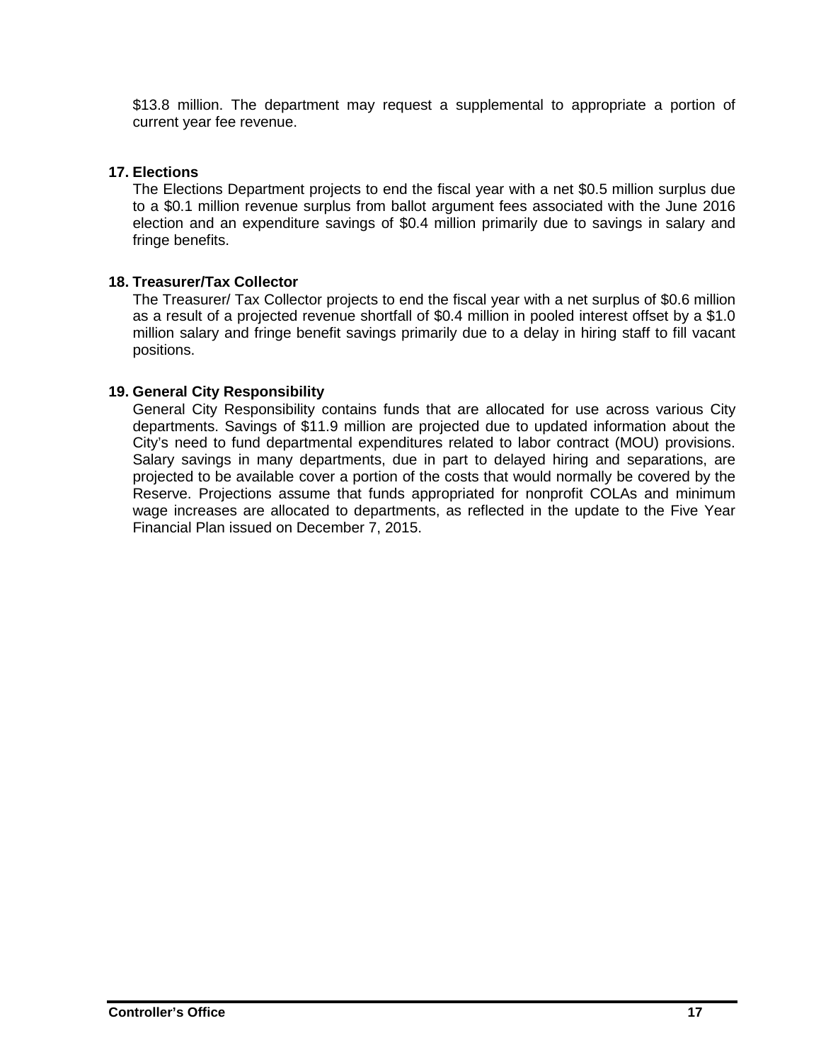$13.8 million. The department may request a supplemental to appropriate a portion of current year fee revenue.

### 17. Elections

The Elections Department projects to end the fiscal year with a net $0.5 million surplus due to a $0.1 million revenue surplus from ballot argument fees associated with the June 2016 election and an expenditure savings of $0.4 million primarily due to savings in salary and fringe benefits.

### 18. Treasurer/Tax Collector

The Treasurer/ Tax Collector projects to end the fiscal year with a net surplus of $0.6 million as a result of a projected revenue shortfall of $0.4 million in pooled interest offset by a $1.0 million salary and fringe benefit savings primarily due to a delay in hiring staff to fill vacant positions.

### 19. General City Responsibility

General City Responsibility contains funds that are allocated for use across various City departments. Savings of $11.9 million are projected due to updated information about the City's need to fund departmental expenditures related to labor contract (MOU) provisions. Salary savings in many departments, due in part to delayed hiring and separations, are projected to be available cover a portion of the costs that would normally be covered by the Reserve. Projections assume that funds appropriated for nonprofit COLAs and minimum wage increases are allocated to departments, as reflected in the update to the Five Year Financial Plan issued on December 7, 2015.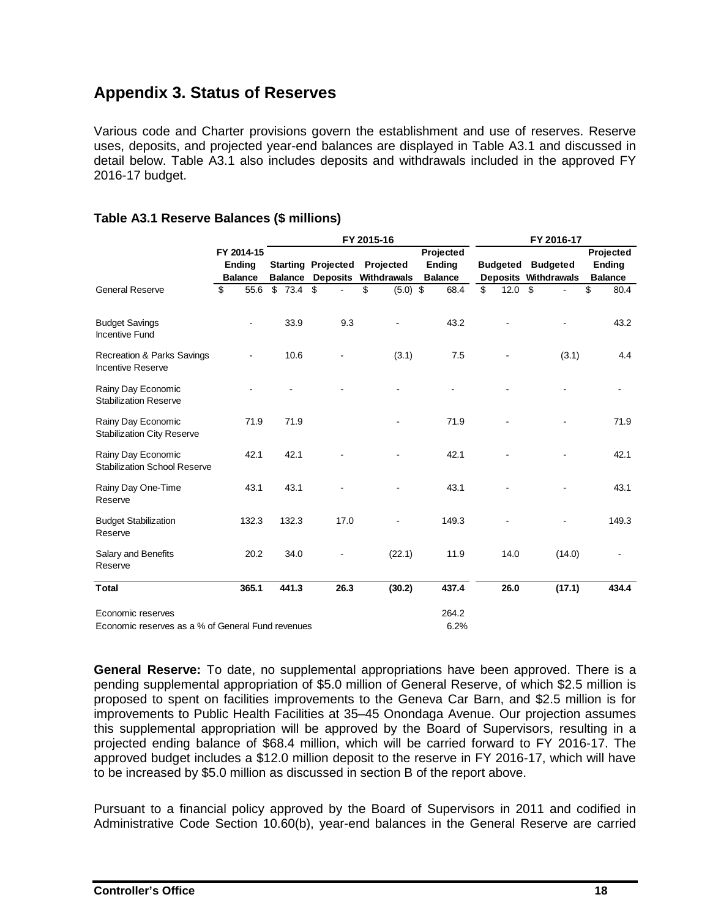## Appendix 3. Status of Reserves

Various code and Charter provisions govern the establishment and use of reserves. Reserve uses, deposits, and projected year-end balances are displayed in Table A3.1 and discussed in detail below. Table A3.1 also includes deposits and withdrawals included in the approved FY 2016-17 budget.

### Table A3.1 Reserve Balances ($ millions)

| | FY 2014-15 | FY 2015-16 | | | | FY 2016-17 | | |
|---|---|---|---|---|---|---|---|---|
| | Ending Balance | Starting Balance | Projected Deposits | Projected Withdrawals | Projected Ending Balance | Budgeted Deposits | Budgeted Withdrawals | Projected Ending Balance |
| General Reserve | $ 55.6 | $ 73.4 | $ - | $ (5.0) | $ 68.4 | $ 12.0 | $ - | $ 80.4 |
| Budget Savings Incentive Fund | - | 33.9 | 9.3 | - | 43.2 | - | - | 43.2 |
| Recreation & Parks Savings Incentive Reserve | - | 10.6 | - | (3.1) | 7.5 | - | (3.1) | 4.4 |
| Rainy Day Economic Stabilization Reserve | - | - | - | - | - | - | - | - |
| Rainy Day Economic Stabilization City Reserve | 71.9 | 71.9 | | - | 71.9 | - | - | 71.9 |
| Rainy Day Economic Stabilization School Reserve | 42.1 | 42.1 | - | - | 42.1 | - | - | 42.1 |
| Rainy Day One-Time Reserve | 43.1 | 43.1 | - | - | 43.1 | - | - | 43.1 |
| Budget Stabilization Reserve | 132.3 | 132.3 | 17.0 | - | 149.3 | - | - | 149.3 |
| Salary and Benefits Reserve | 20.2 | 34.0 | - | (22.1) | 11.9 | 14.0 | (14.0) | - |
| **Total** | **365.1** | **441.3** | **26.3** | **(30.2)** | **437.4** | **26.0** | **(17.1)** | **434.4** |
| Economic reserves | | | | | 264.2 | | | |
| Economic reserves as a % of General Fund revenues | | | | | 6.2% | | | |

**General Reserve:** To date, no supplemental appropriations have been approved. There is a pending supplemental appropriation of $5.0 million of General Reserve, of which $2.5 million is proposed to spent on facilities improvements to the Geneva Car Barn, and $2.5 million is for improvements to Public Health Facilities at 35–45 Onondaga Avenue. Our projection assumes this supplemental appropriation will be approved by the Board of Supervisors, resulting in a projected ending balance of $68.4 million, which will be carried forward to FY 2016-17. The approved budget includes a $12.0 million deposit to the reserve in FY 2016-17, which will have to be increased by $5.0 million as discussed in section B of the report above.

Pursuant to a financial policy approved by the Board of Supervisors in 2011 and codified in Administrative Code Section 10.60(b), year-end balances in the General Reserve are carried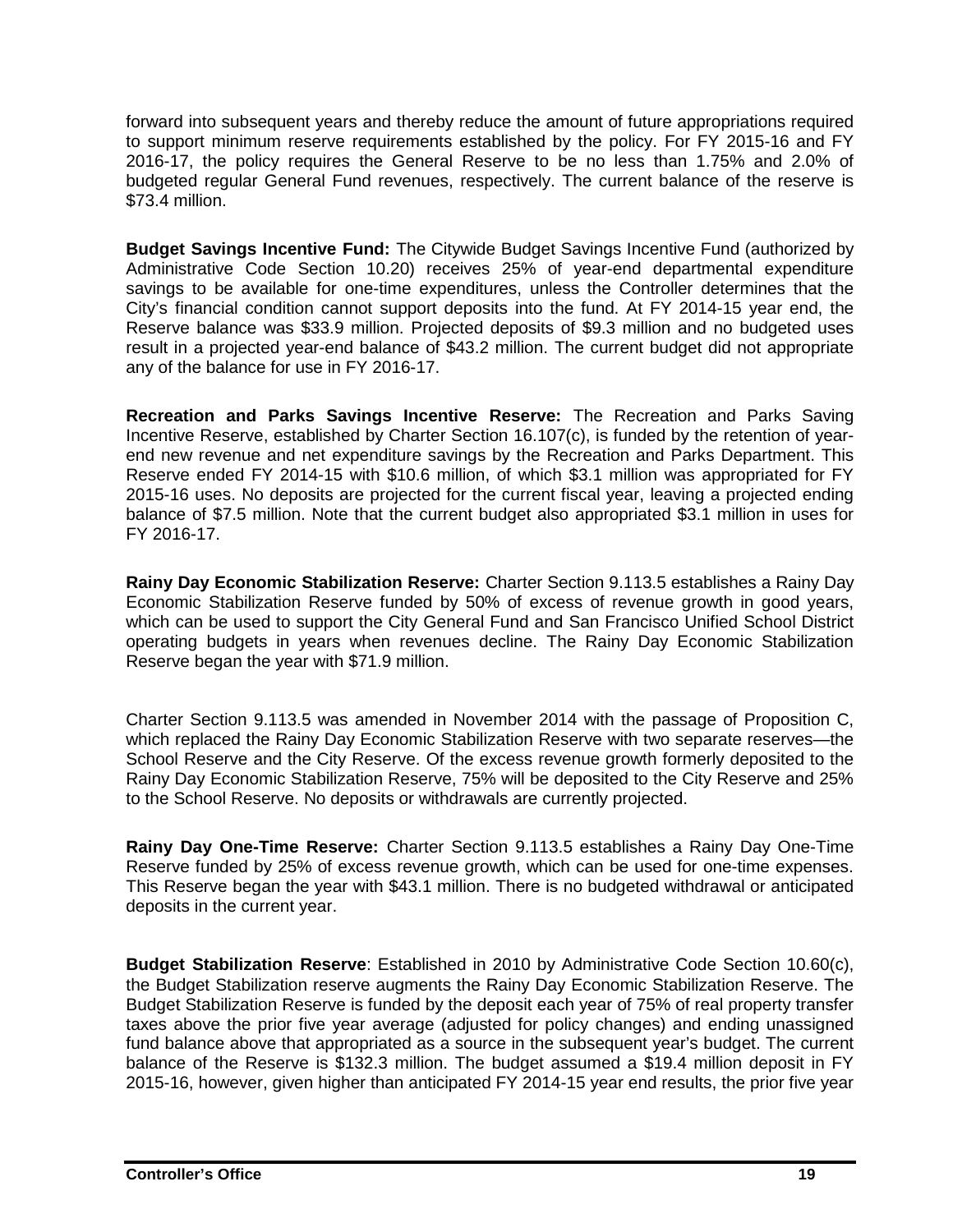forward into subsequent years and thereby reduce the amount of future appropriations required to support minimum reserve requirements established by the policy. For FY 2015-16 and FY 2016-17, the policy requires the General Reserve to be no less than 1.75% and 2.0% of budgeted regular General Fund revenues, respectively. The current balance of the reserve is $73.4 million.

**Budget Savings Incentive Fund:** The Citywide Budget Savings Incentive Fund (authorized by Administrative Code Section 10.20) receives 25% of year-end departmental expenditure savings to be available for one-time expenditures, unless the Controller determines that the City's financial condition cannot support deposits into the fund. At FY 2014-15 year end, the Reserve balance was $33.9 million. Projected deposits of $9.3 million and no budgeted uses result in a projected year-end balance of $43.2 million. The current budget did not appropriate any of the balance for use in FY 2016-17.

**Recreation and Parks Savings Incentive Reserve:** The Recreation and Parks Saving Incentive Reserve, established by Charter Section 16.107(c), is funded by the retention of year-end new revenue and net expenditure savings by the Recreation and Parks Department. This Reserve ended FY 2014-15 with $10.6 million, of which $3.1 million was appropriated for FY 2015-16 uses. No deposits are projected for the current fiscal year, leaving a projected ending balance of $7.5 million. Note that the current budget also appropriated $3.1 million in uses for FY 2016-17.

**Rainy Day Economic Stabilization Reserve:** Charter Section 9.113.5 establishes a Rainy Day Economic Stabilization Reserve funded by 50% of excess of revenue growth in good years, which can be used to support the City General Fund and San Francisco Unified School District operating budgets in years when revenues decline. The Rainy Day Economic Stabilization Reserve began the year with $71.9 million.

Charter Section 9.113.5 was amended in November 2014 with the passage of Proposition C, which replaced the Rainy Day Economic Stabilization Reserve with two separate reserves—the School Reserve and the City Reserve. Of the excess revenue growth formerly deposited to the Rainy Day Economic Stabilization Reserve, 75% will be deposited to the City Reserve and 25% to the School Reserve. No deposits or withdrawals are currently projected.

**Rainy Day One-Time Reserve:** Charter Section 9.113.5 establishes a Rainy Day One-Time Reserve funded by 25% of excess revenue growth, which can be used for one-time expenses. This Reserve began the year with $43.1 million. There is no budgeted withdrawal or anticipated deposits in the current year.

**Budget Stabilization Reserve**: Established in 2010 by Administrative Code Section 10.60(c), the Budget Stabilization reserve augments the Rainy Day Economic Stabilization Reserve. The Budget Stabilization Reserve is funded by the deposit each year of 75% of real property transfer taxes above the prior five year average (adjusted for policy changes) and ending unassigned fund balance above that appropriated as a source in the subsequent year's budget. The current balance of the Reserve is $132.3 million. The budget assumed a $19.4 million deposit in FY 2015-16, however, given higher than anticipated FY 2014-15 year end results, the prior five year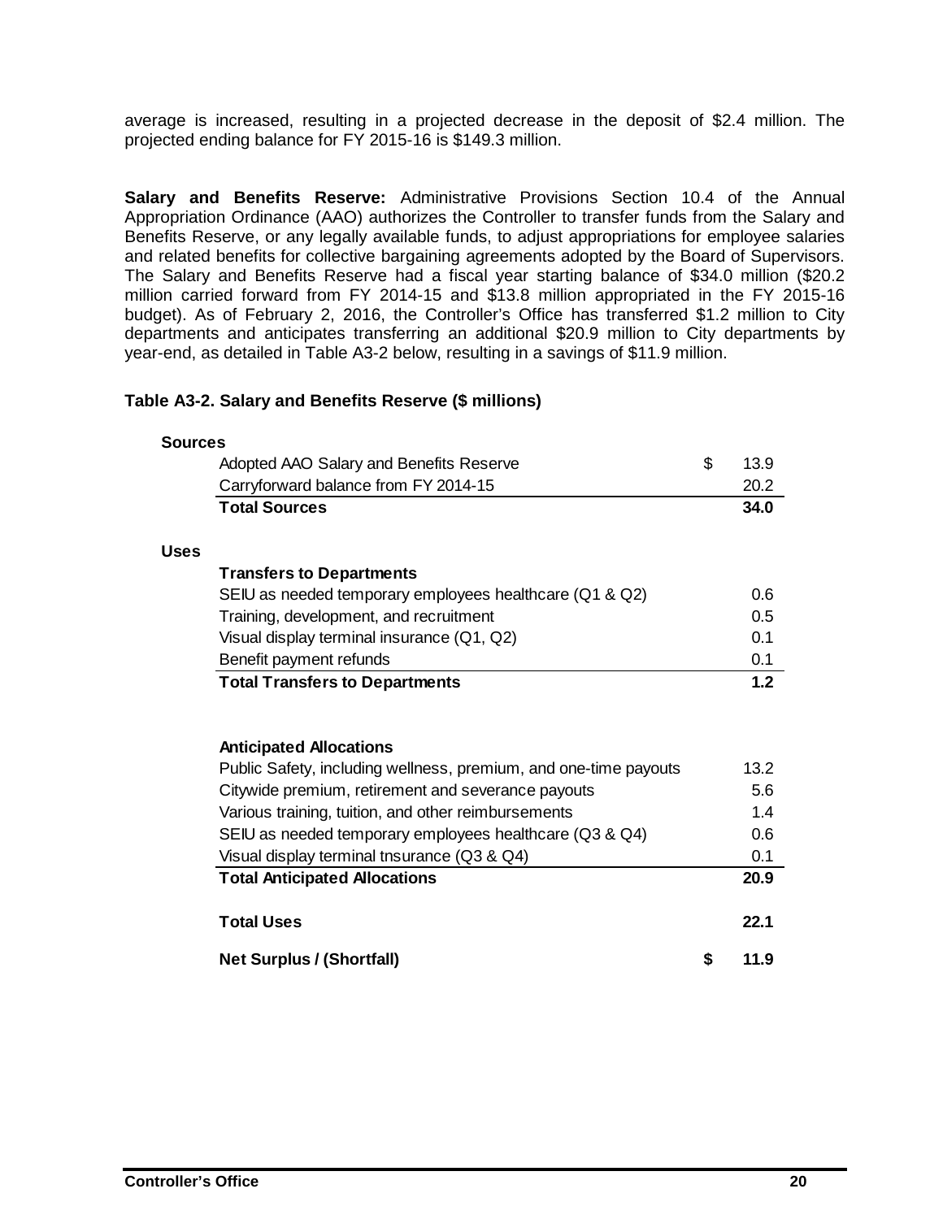average is increased, resulting in a projected decrease in the deposit of \$2.4 million. The projected ending balance for FY 2015-16 is \$149.3 million.

**Salary and Benefits Reserve:** Administrative Provisions Section 10.4 of the Annual Appropriation Ordinance (AAO) authorizes the Controller to transfer funds from the Salary and Benefits Reserve, or any legally available funds, to adjust appropriations for employee salaries and related benefits for collective bargaining agreements adopted by the Board of Supervisors. The Salary and Benefits Reserve had a fiscal year starting balance of \$34.0 million (\$20.2 million carried forward from FY 2014-15 and \$13.8 million appropriated in the FY 2015-16 budget). As of February 2, 2016, the Controller's Office has transferred \$1.2 million to City departments and anticipates transferring an additional \$20.9 million to City departments by year-end, as detailed in Table A3-2 below, resulting in a savings of \$11.9 million.

**Table A3-2. Salary and Benefits Reserve (\$ millions)**

| | | |
|---|---|---|
| **Sources** | | |
| Adopted AAO Salary and Benefits Reserve | \$ | 13.9 |
| Carryforward balance from FY 2014-15 | | 20.2 |
| **Total Sources** | | **34.0** |
| | | |
| **Uses** | | |
| **Transfers to Departments** | | |
| SEIU as needed temporary employees healthcare (Q1 & Q2) | | 0.6 |
| Training, development, and recruitment | | 0.5 |
| Visual display terminal insurance (Q1, Q2) | | 0.1 |
| Benefit payment refunds | | 0.1 |
| **Total Transfers to Departments** | | **1.2** |
| | | |
| **Anticipated Allocations** | | |
| Public Safety, including wellness, premium, and one-time payouts | | 13.2 |
| Citywide premium, retirement and severance payouts | | 5.6 |
| Various training, tuition, and other reimbursements | | 1.4 |
| SEIU as needed temporary employees healthcare (Q3 & Q4) | | 0.6 |
| Visual display terminal tnsurance (Q3 & Q4) | | 0.1 |
| **Total Anticipated Allocations** | | **20.9** |
| | | |
| **Total Uses** | | **22.1** |
| | | |
| **Net Surplus / (Shortfall)** | **\$** | **11.9** |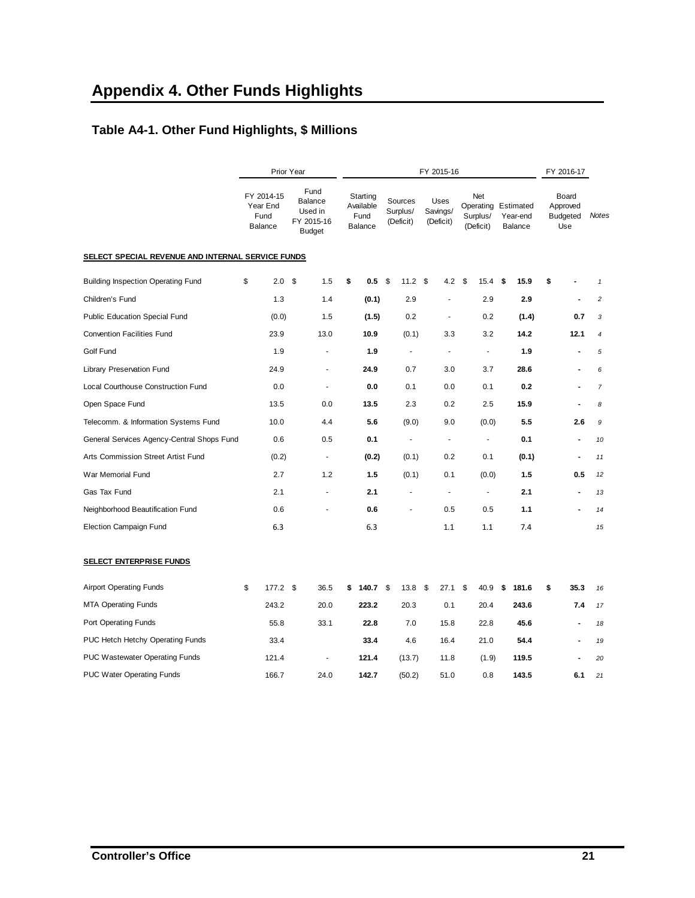# Appendix 4. Other Funds Highlights

## Table A4-1. Other Fund Highlights, $ Millions

| | Prior Year | | FY 2015-16 | | | | | FY 2016-17 | |
|---|---|---|---|---|---|---|---|---|---|
| | FY 2014-15 Year End Fund Balance | Fund Balance Used in FY 2015-16 Budget | Starting Available Fund Balance | Sources Surplus/ (Deficit) | Uses Savings/ (Deficit) | Net Operating Surplus/ (Deficit) | Estimated Year-end Balance | Board Approved Budgeted Use | *Notes* |
| **SELECT SPECIAL REVENUE AND INTERNAL SERVICE FUNDS** | | | | | | | | | |
| Building Inspection Operating Fund | $ 2.0 | $ 1.5 | **$ 0.5** | $ 11.2 | $ 4.2 | $ 15.4 | **$ 15.9** | **$ -** | *1* |
| Children's Fund | 1.3 | 1.4 | **(0.1)** | 2.9 | - | 2.9 | **2.9** | **-** | *2* |
| Public Education Special Fund | (0.0) | 1.5 | **(1.5)** | 0.2 | - | 0.2 | **(1.4)** | **0.7** | *3* |
| Convention Facilities Fund | 23.9 | 13.0 | **10.9** | (0.1) | 3.3 | 3.2 | **14.2** | **12.1** | *4* |
| Golf Fund | 1.9 | - | **1.9** | - | - | - | **1.9** | **-** | *5* |
| Library Preservation Fund | 24.9 | - | **24.9** | 0.7 | 3.0 | 3.7 | **28.6** | **-** | *6* |
| Local Courthouse Construction Fund | 0.0 | - | **0.0** | 0.1 | 0.0 | 0.1 | **0.2** | **-** | *7* |
| Open Space Fund | 13.5 | 0.0 | **13.5** | 2.3 | 0.2 | 2.5 | **15.9** | **-** | *8* |
| Telecomm. & Information Systems Fund | 10.0 | 4.4 | **5.6** | (9.0) | 9.0 | (0.0) | **5.5** | **2.6** | *9* |
| General Services Agency-Central Shops Fund | 0.6 | 0.5 | **0.1** | - | - | - | **0.1** | **-** | *10* |
| Arts Commission Street Artist Fund | (0.2) | - | **(0.2)** | (0.1) | 0.2 | 0.1 | **(0.1)** | **-** | *11* |
| War Memorial Fund | 2.7 | 1.2 | **1.5** | (0.1) | 0.1 | (0.0) | **1.5** | **0.5** | *12* |
| Gas Tax Fund | 2.1 | - | **2.1** | - | - | - | **2.1** | **-** | *13* |
| Neighborhood Beautification Fund | 0.6 | - | **0.6** | - | 0.5 | 0.5 | **1.1** | **-** | *14* |
| Election Campaign Fund | 6.3 | | 6.3 | | 1.1 | 1.1 | 7.4 | | *15* |
| **SELECT ENTERPRISE FUNDS** | | | | | | | | | |
| Airport Operating Funds | $ 177.2 | $ 36.5 | **$ 140.7** | $ 13.8 | $ 27.1 | $ 40.9 | **$ 181.6** | **$ 35.3** | *16* |
| MTA Operating Funds | 243.2 | 20.0 | **223.2** | 20.3 | 0.1 | 20.4 | **243.6** | **7.4** | *17* |
| Port Operating Funds | 55.8 | 33.1 | **22.8** | 7.0 | 15.8 | 22.8 | **45.6** | **-** | *18* |
| PUC Hetch Hetchy Operating Funds | 33.4 | | **33.4** | 4.6 | 16.4 | 21.0 | **54.4** | **-** | *19* |
| PUC Wastewater Operating Funds | 121.4 | - | **121.4** | (13.7) | 11.8 | (1.9) | **119.5** | **-** | *20* |
| PUC Water Operating Funds | 166.7 | 24.0 | **142.7** | (50.2) | 51.0 | 0.8 | **143.5** | **6.1** | *21* |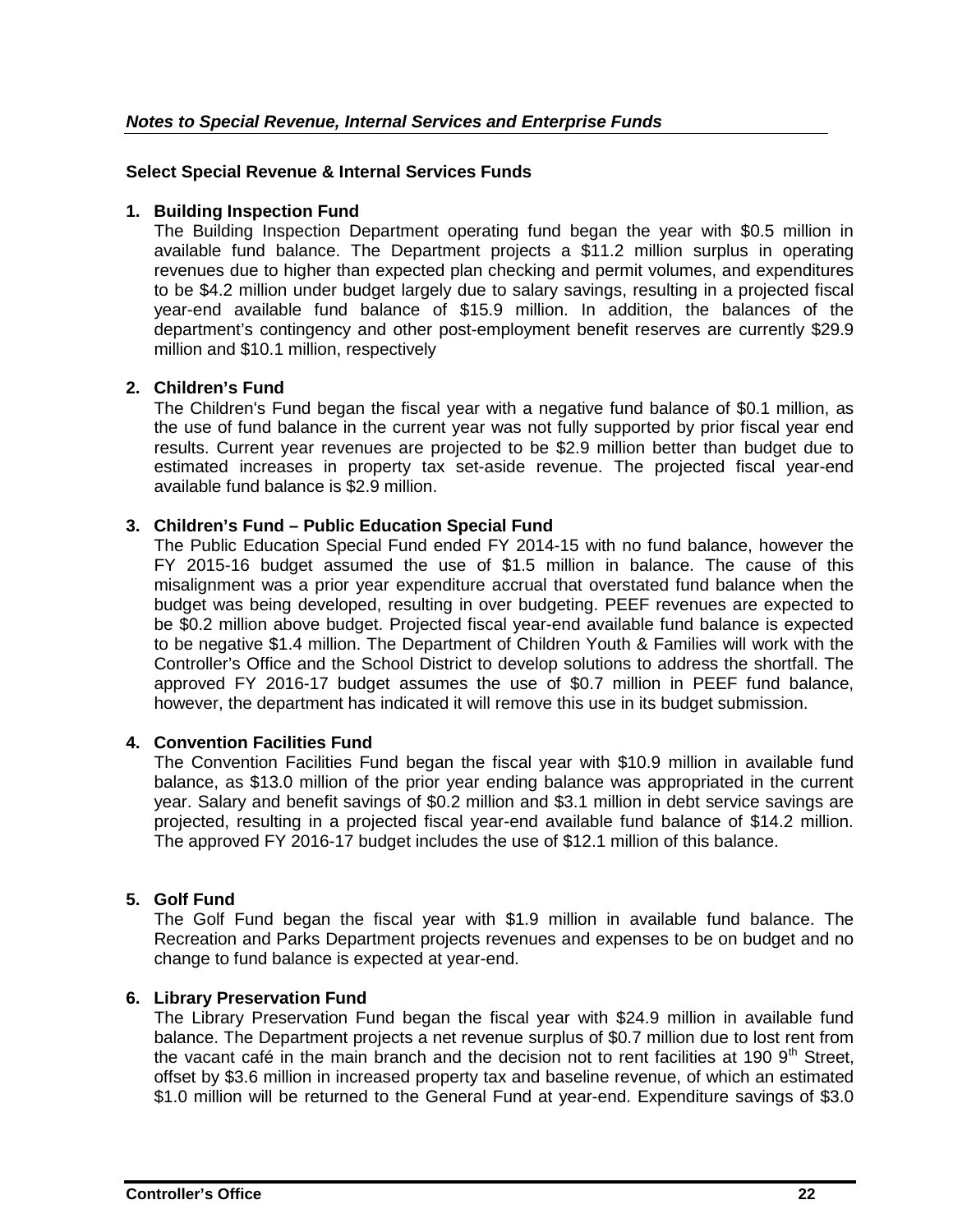## *Notes to Special Revenue, Internal Services and Enterprise Funds*

### Select Special Revenue & Internal Services Funds

1. **Building Inspection Fund**
   The Building Inspection Department operating fund began the year with $0.5 million in available fund balance. The Department projects a $11.2 million surplus in operating revenues due to higher than expected plan checking and permit volumes, and expenditures to be $4.2 million under budget largely due to salary savings, resulting in a projected fiscal year-end available fund balance of $15.9 million. In addition, the balances of the department's contingency and other post-employment benefit reserves are currently $29.9 million and $10.1 million, respectively

2. **Children's Fund**
   The Children's Fund began the fiscal year with a negative fund balance of $0.1 million, as the use of fund balance in the current year was not fully supported by prior fiscal year end results. Current year revenues are projected to be $2.9 million better than budget due to estimated increases in property tax set-aside revenue. The projected fiscal year-end available fund balance is $2.9 million.

3. **Children's Fund – Public Education Special Fund**
   The Public Education Special Fund ended FY 2014-15 with no fund balance, however the FY 2015-16 budget assumed the use of $1.5 million in balance. The cause of this misalignment was a prior year expenditure accrual that overstated fund balance when the budget was being developed, resulting in over budgeting. PEEF revenues are expected to be $0.2 million above budget. Projected fiscal year-end available fund balance is expected to be negative $1.4 million. The Department of Children Youth & Families will work with the Controller's Office and the School District to develop solutions to address the shortfall. The approved FY 2016-17 budget assumes the use of $0.7 million in PEEF fund balance, however, the department has indicated it will remove this use in its budget submission.

4. **Convention Facilities Fund**
   The Convention Facilities Fund began the fiscal year with $10.9 million in available fund balance, as $13.0 million of the prior year ending balance was appropriated in the current year. Salary and benefit savings of $0.2 million and $3.1 million in debt service savings are projected, resulting in a projected fiscal year-end available fund balance of $14.2 million. The approved FY 2016-17 budget includes the use of $12.1 million of this balance.

5. **Golf Fund**
   The Golf Fund began the fiscal year with $1.9 million in available fund balance. The Recreation and Parks Department projects revenues and expenses to be on budget and no change to fund balance is expected at year-end.

6. **Library Preservation Fund**
   The Library Preservation Fund began the fiscal year with $24.9 million in available fund balance. The Department projects a net revenue surplus of $0.7 million due to lost rent from the vacant café in the main branch and the decision not to rent facilities at 190 9th Street, offset by $3.6 million in increased property tax and baseline revenue, of which an estimated $1.0 million will be returned to the General Fund at year-end. Expenditure savings of $3.0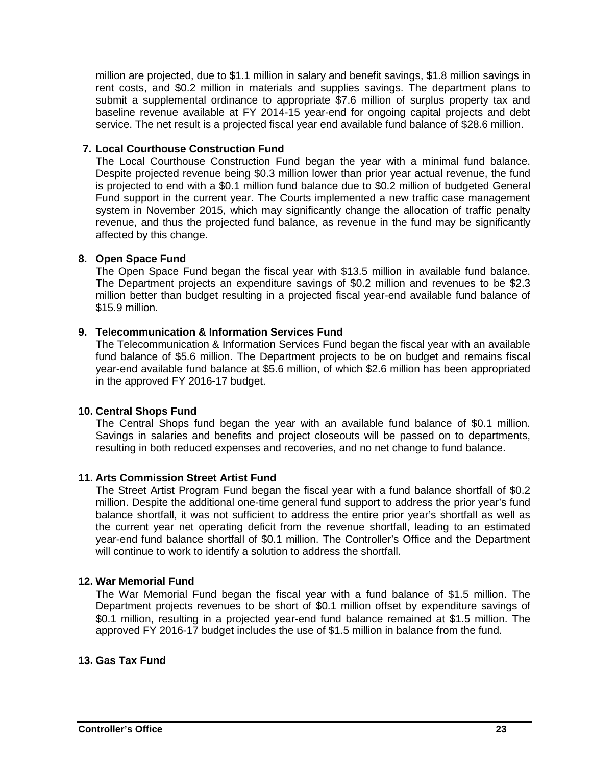million are projected, due to $1.1 million in salary and benefit savings, $1.8 million savings in rent costs, and $0.2 million in materials and supplies savings. The department plans to submit a supplemental ordinance to appropriate $7.6 million of surplus property tax and baseline revenue available at FY 2014-15 year-end for ongoing capital projects and debt service. The net result is a projected fiscal year end available fund balance of $28.6 million.

**7. Local Courthouse Construction Fund**

The Local Courthouse Construction Fund began the year with a minimal fund balance. Despite projected revenue being $0.3 million lower than prior year actual revenue, the fund is projected to end with a $0.1 million fund balance due to $0.2 million of budgeted General Fund support in the current year. The Courts implemented a new traffic case management system in November 2015, which may significantly change the allocation of traffic penalty revenue, and thus the projected fund balance, as revenue in the fund may be significantly affected by this change.

**8. Open Space Fund**

The Open Space Fund began the fiscal year with $13.5 million in available fund balance. The Department projects an expenditure savings of $0.2 million and revenues to be $2.3 million better than budget resulting in a projected fiscal year-end available fund balance of $15.9 million.

**9. Telecommunication & Information Services Fund**

The Telecommunication & Information Services Fund began the fiscal year with an available fund balance of $5.6 million. The Department projects to be on budget and remains fiscal year-end available fund balance at $5.6 million, of which $2.6 million has been appropriated in the approved FY 2016-17 budget.

**10. Central Shops Fund**

The Central Shops fund began the year with an available fund balance of $0.1 million. Savings in salaries and benefits and project closeouts will be passed on to departments, resulting in both reduced expenses and recoveries, and no net change to fund balance.

**11. Arts Commission Street Artist Fund**

The Street Artist Program Fund began the fiscal year with a fund balance shortfall of $0.2 million. Despite the additional one-time general fund support to address the prior year's fund balance shortfall, it was not sufficient to address the entire prior year's shortfall as well as the current year net operating deficit from the revenue shortfall, leading to an estimated year-end fund balance shortfall of $0.1 million. The Controller's Office and the Department will continue to work to identify a solution to address the shortfall.

**12. War Memorial Fund**

The War Memorial Fund began the fiscal year with a fund balance of $1.5 million. The Department projects revenues to be short of $0.1 million offset by expenditure savings of $0.1 million, resulting in a projected year-end fund balance remained at $1.5 million. The approved FY 2016-17 budget includes the use of $1.5 million in balance from the fund.

**13. Gas Tax Fund**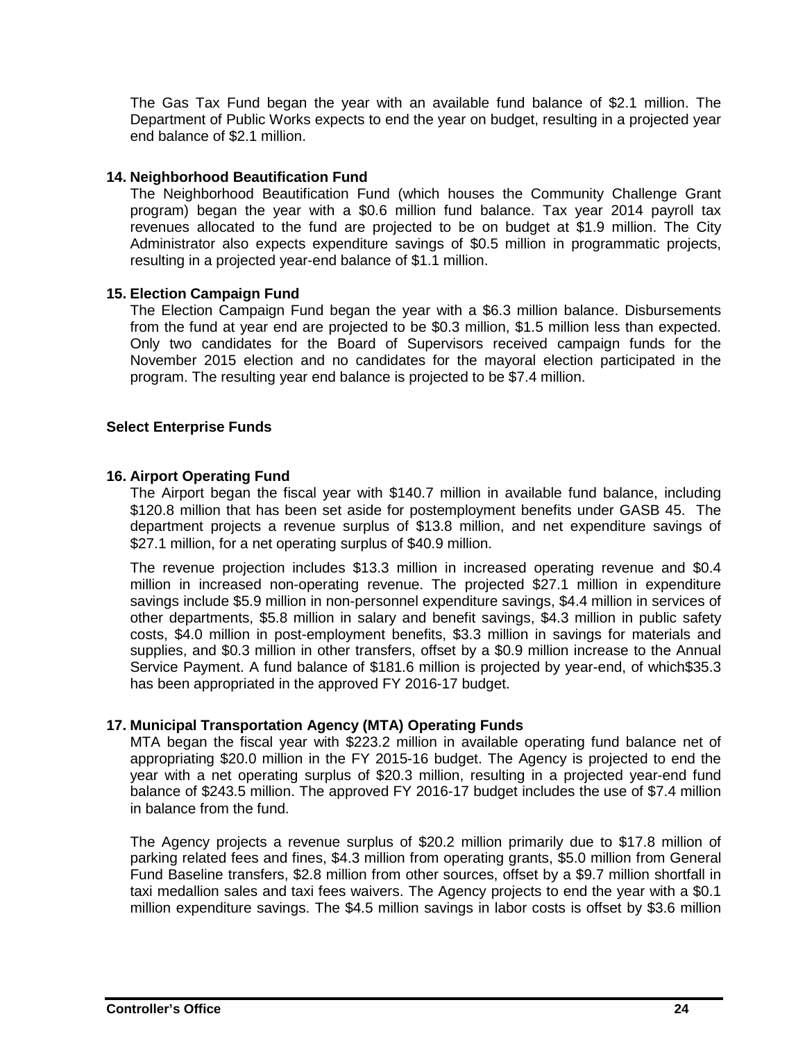The Gas Tax Fund began the year with an available fund balance of $2.1 million. The Department of Public Works expects to end the year on budget, resulting in a projected year end balance of $2.1 million.

**14. Neighborhood Beautification Fund**

The Neighborhood Beautification Fund (which houses the Community Challenge Grant program) began the year with a $0.6 million fund balance. Tax year 2014 payroll tax revenues allocated to the fund are projected to be on budget at $1.9 million. The City Administrator also expects expenditure savings of $0.5 million in programmatic projects, resulting in a projected year-end balance of $1.1 million.

**15. Election Campaign Fund**

The Election Campaign Fund began the year with a $6.3 million balance. Disbursements from the fund at year end are projected to be $0.3 million, $1.5 million less than expected. Only two candidates for the Board of Supervisors received campaign funds for the November 2015 election and no candidates for the mayoral election participated in the program. The resulting year end balance is projected to be $7.4 million.

**Select Enterprise Funds**

**16. Airport Operating Fund**

The Airport began the fiscal year with $140.7 million in available fund balance, including $120.8 million that has been set aside for postemployment benefits under GASB 45. The department projects a revenue surplus of $13.8 million, and net expenditure savings of $27.1 million, for a net operating surplus of $40.9 million.

The revenue projection includes $13.3 million in increased operating revenue and $0.4 million in increased non-operating revenue. The projected $27.1 million in expenditure savings include $5.9 million in non-personnel expenditure savings, $4.4 million in services of other departments, $5.8 million in salary and benefit savings, $4.3 million in public safety costs, $4.0 million in post-employment benefits, $3.3 million in savings for materials and supplies, and $0.3 million in other transfers, offset by a $0.9 million increase to the Annual Service Payment. A fund balance of $181.6 million is projected by year-end, of which$35.3 has been appropriated in the approved FY 2016-17 budget.

**17. Municipal Transportation Agency (MTA) Operating Funds**

MTA began the fiscal year with $223.2 million in available operating fund balance net of appropriating $20.0 million in the FY 2015-16 budget. The Agency is projected to end the year with a net operating surplus of $20.3 million, resulting in a projected year-end fund balance of $243.5 million. The approved FY 2016-17 budget includes the use of $7.4 million in balance from the fund.

The Agency projects a revenue surplus of $20.2 million primarily due to $17.8 million of parking related fees and fines, $4.3 million from operating grants, $5.0 million from General Fund Baseline transfers, $2.8 million from other sources, offset by a $9.7 million shortfall in taxi medallion sales and taxi fees waivers. The Agency projects to end the year with a $0.1 million expenditure savings. The $4.5 million savings in labor costs is offset by $3.6 million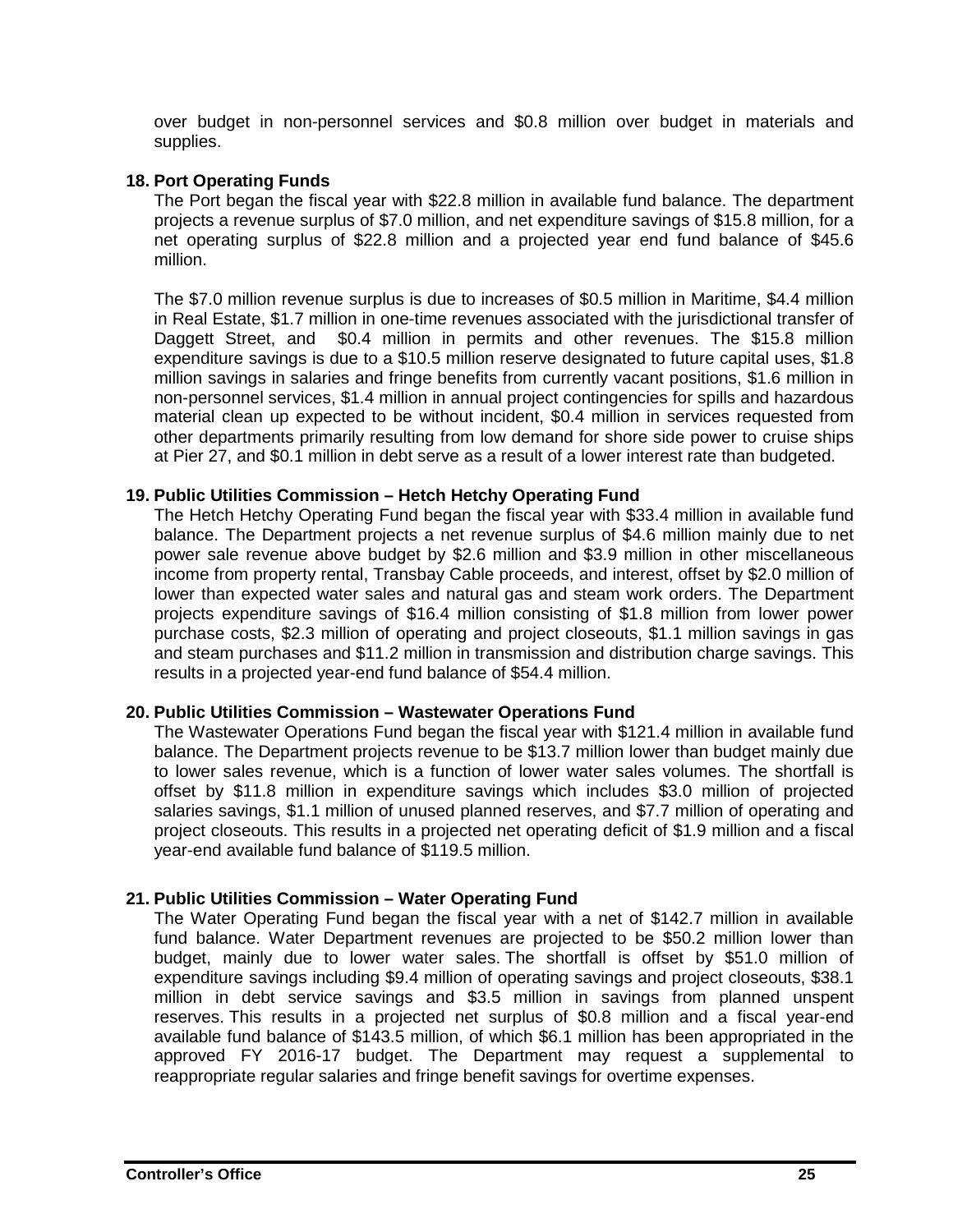over budget in non-personnel services and $0.8 million over budget in materials and supplies.

**18. Port Operating Funds**

The Port began the fiscal year with $22.8 million in available fund balance. The department projects a revenue surplus of $7.0 million, and net expenditure savings of $15.8 million, for a net operating surplus of $22.8 million and a projected year end fund balance of $45.6 million.

The $7.0 million revenue surplus is due to increases of $0.5 million in Maritime, $4.4 million in Real Estate, $1.7 million in one-time revenues associated with the jurisdictional transfer of Daggett Street, and $0.4 million in permits and other revenues. The $15.8 million expenditure savings is due to a $10.5 million reserve designated to future capital uses, $1.8 million savings in salaries and fringe benefits from currently vacant positions, $1.6 million in non-personnel services, $1.4 million in annual project contingencies for spills and hazardous material clean up expected to be without incident, $0.4 million in services requested from other departments primarily resulting from low demand for shore side power to cruise ships at Pier 27, and $0.1 million in debt serve as a result of a lower interest rate than budgeted.

**19. Public Utilities Commission – Hetch Hetchy Operating Fund**

The Hetch Hetchy Operating Fund began the fiscal year with $33.4 million in available fund balance. The Department projects a net revenue surplus of $4.6 million mainly due to net power sale revenue above budget by $2.6 million and $3.9 million in other miscellaneous income from property rental, Transbay Cable proceeds, and interest, offset by $2.0 million of lower than expected water sales and natural gas and steam work orders. The Department projects expenditure savings of $16.4 million consisting of $1.8 million from lower power purchase costs, $2.3 million of operating and project closeouts, $1.1 million savings in gas and steam purchases and $11.2 million in transmission and distribution charge savings. This results in a projected year-end fund balance of $54.4 million.

**20. Public Utilities Commission – Wastewater Operations Fund**

The Wastewater Operations Fund began the fiscal year with $121.4 million in available fund balance. The Department projects revenue to be $13.7 million lower than budget mainly due to lower sales revenue, which is a function of lower water sales volumes. The shortfall is offset by $11.8 million in expenditure savings which includes $3.0 million of projected salaries savings, $1.1 million of unused planned reserves, and $7.7 million of operating and project closeouts. This results in a projected net operating deficit of $1.9 million and a fiscal year-end available fund balance of $119.5 million.

**21. Public Utilities Commission – Water Operating Fund**

The Water Operating Fund began the fiscal year with a net of $142.7 million in available fund balance. Water Department revenues are projected to be $50.2 million lower than budget, mainly due to lower water sales. The shortfall is offset by $51.0 million of expenditure savings including $9.4 million of operating savings and project closeouts, $38.1 million in debt service savings and $3.5 million in savings from planned unspent reserves. This results in a projected net surplus of $0.8 million and a fiscal year-end available fund balance of $143.5 million, of which $6.1 million has been appropriated in the approved FY 2016-17 budget. The Department may request a supplemental to reappropriate regular salaries and fringe benefit savings for overtime expenses.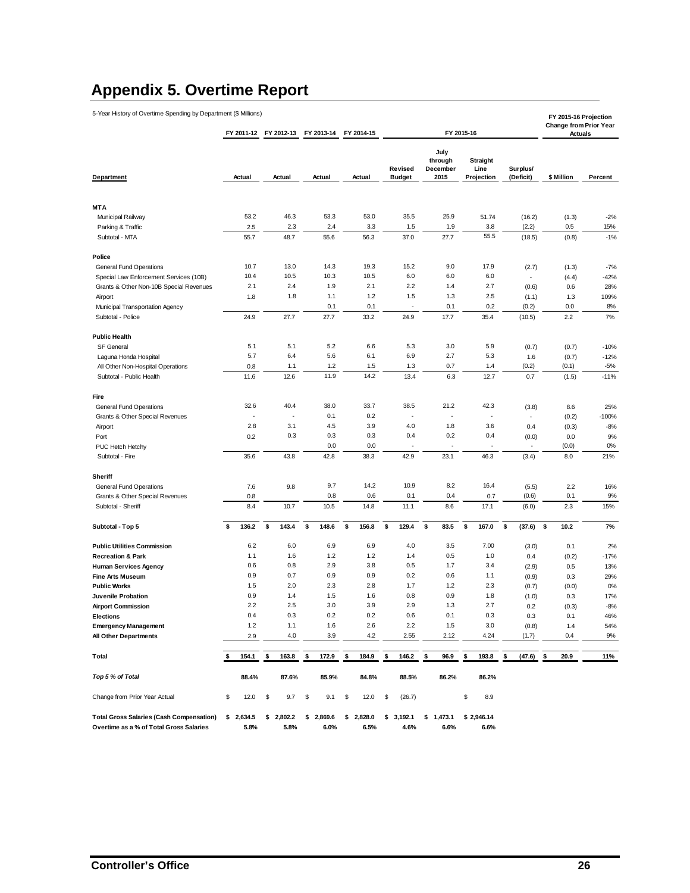# Appendix 5. Overtime Report

5-Year History of Overtime Spending by Department ($ Millions)

| Department | FY 2011-12 Actual | FY 2012-13 Actual | FY 2013-14 Actual | FY 2014-15 Actual | FY 2015-16 Revised Budget | FY 2015-16 July through December 2015 | FY 2015-16 Straight Line Projection | FY 2015-16 Surplus/ (Deficit) | FY 2015-16 Projection Change from Prior Year Actuals $ Million | FY 2015-16 Projection Change from Prior Year Actuals Percent |
|---|---|---|---|---|---|---|---|---|---|---|
| **MTA** | | | | | | | | | | |
| Municipal Railway | 53.2 | 46.3 | 53.3 | 53.0 | 35.5 | 25.9 | 51.74 | (16.2) | (1.3) | -2% |
| Parking & Traffic | 2.5 | 2.3 | 2.4 | 3.3 | 1.5 | 1.9 | 3.8 | (2.2) | 0.5 | 15% |
| Subtotal - MTA | 55.7 | 48.7 | 55.6 | 56.3 | 37.0 | 27.7 | 55.5 | (18.5) | (0.8) | -1% |
| **Police** | | | | | | | | | | |
| General Fund Operations | 10.7 | 13.0 | 14.3 | 19.3 | 15.2 | 9.0 | 17.9 | (2.7) | (1.3) | -7% |
| Special Law Enforcement Services (10B) | 10.4 | 10.5 | 10.3 | 10.5 | 6.0 | 6.0 | 6.0 | - | (4.4) | -42% |
| Grants & Other Non-10B Special Revenues | 2.1 | 2.4 | 1.9 | 2.1 | 2.2 | 1.4 | 2.7 | (0.6) | 0.6 | 28% |
| Airport | 1.8 | 1.8 | 1.1 | 1.2 | 1.5 | 1.3 | 2.5 | (1.1) | 1.3 | 109% |
| Municipal Transportation Agency | | | 0.1 | 0.1 | - | 0.1 | 0.2 | (0.2) | 0.0 | 8% |
| Subtotal - Police | 24.9 | 27.7 | 27.7 | 33.2 | 24.9 | 17.7 | 35.4 | (10.5) | 2.2 | 7% |
| **Public Health** | | | | | | | | | | |
| SF General | 5.1 | 5.1 | 5.2 | 6.6 | 5.3 | 3.0 | 5.9 | (0.7) | (0.7) | -10% |
| Laguna Honda Hospital | 5.7 | 6.4 | 5.6 | 6.1 | 6.9 | 2.7 | 5.3 | 1.6 | (0.7) | -12% |
| All Other Non-Hospital Operations | 0.8 | 1.1 | 1.2 | 1.5 | 1.3 | 0.7 | 1.4 | (0.2) | (0.1) | -5% |
| Subtotal - Public Health | 11.6 | 12.6 | 11.9 | 14.2 | 13.4 | 6.3 | 12.7 | 0.7 | (1.5) | -11% |
| **Fire** | | | | | | | | | | |
| General Fund Operations | 32.6 | 40.4 | 38.0 | 33.7 | 38.5 | 21.2 | 42.3 | (3.8) | 8.6 | 25% |
| Grants & Other Special Revenues | - | - | 0.1 | 0.2 | - | - | - | - | (0.2) | -100% |
| Airport | 2.8 | 3.1 | 4.5 | 3.9 | 4.0 | 1.8 | 3.6 | 0.4 | (0.3) | -8% |
| Port | 0.2 | 0.3 | 0.3 | 0.3 | 0.4 | 0.2 | 0.4 | (0.0) | 0.0 | 9% |
| PUC Hetch Hetchy | | | 0.0 | 0.0 | - | - | - | - | (0.0) | 0% |
| Subtotal - Fire | 35.6 | 43.8 | 42.8 | 38.3 | 42.9 | 23.1 | 46.3 | (3.4) | 8.0 | 21% |
| **Sheriff** | | | | | | | | | | |
| General Fund Operations | 7.6 | 9.8 | 9.7 | 14.2 | 10.9 | 8.2 | 16.4 | (5.5) | 2.2 | 16% |
| Grants & Other Special Revenues | 0.8 | | 0.8 | 0.6 | 0.1 | 0.4 | 0.7 | (0.6) | 0.1 | 9% |
| Subtotal - Sheriff | 8.4 | 10.7 | 10.5 | 14.8 | 11.1 | 8.6 | 17.1 | (6.0) | 2.3 | 15% |
| **Subtotal - Top 5** | **$ 136.2** | **$ 143.4** | **$ 148.6** | **$ 156.8** | **$ 129.4** | **$ 83.5** | **$ 167.0** | **$ (37.6)** | **$ 10.2** | **7%** |
| **Public Utilities Commission** | 6.2 | 6.0 | 6.9 | 6.9 | 4.0 | 3.5 | 7.00 | (3.0) | 0.1 | 2% |
| **Recreation & Park** | 1.1 | 1.6 | 1.2 | 1.2 | 1.4 | 0.5 | 1.0 | 0.4 | (0.2) | -17% |
| **Human Services Agency** | 0.6 | 0.8 | 2.9 | 3.8 | 0.5 | 1.7 | 3.4 | (2.9) | 0.5 | 13% |
| **Fine Arts Museum** | 0.9 | 0.7 | 0.9 | 0.9 | 0.2 | 0.6 | 1.1 | (0.9) | 0.3 | 29% |
| **Public Works** | 1.5 | 2.0 | 2.3 | 2.8 | 1.7 | 1.2 | 2.3 | (0.7) | (0.0) | 0% |
| **Juvenile Probation** | 0.9 | 1.4 | 1.5 | 1.6 | 0.8 | 0.9 | 1.8 | (1.0) | 0.3 | 17% |
| **Airport Commission** | 2.2 | 2.5 | 3.0 | 3.9 | 2.9 | 1.3 | 2.7 | 0.2 | (0.3) | -8% |
| **Elections** | 0.4 | 0.3 | 0.2 | 0.2 | 0.6 | 0.1 | 0.3 | 0.3 | 0.1 | 46% |
| **Emergency Management** | 1.2 | 1.1 | 1.6 | 2.6 | 2.2 | 1.5 | 3.0 | (0.8) | 1.4 | 54% |
| **All Other Departments** | 2.9 | 4.0 | 3.9 | 4.2 | 2.55 | 2.12 | 4.24 | (1.7) | 0.4 | 9% |
| **Total** | **$ 154.1** | **$ 163.8** | **$ 172.9** | **$ 184.9** | **$ 146.2** | **$ 96.9** | **$ 193.8** | **$ (47.6)** | **$ 20.9** | **11%** |
| ***Top 5 % of Total*** | **88.4%** | **87.6%** | **85.9%** | **84.8%** | **88.5%** | **86.2%** | **86.2%** | | | |
| Change from Prior Year Actual | $ 12.0 | $ 9.7 | $ 9.1 | $ 12.0 | $ (26.7) | | $ 8.9 | | | |
| **Total Gross Salaries (Cash Compensation)** | **$ 2,634.5** | **$ 2,802.2** | **$ 2,869.6** | **$ 2,828.0** | **$ 3,192.1** | **$ 1,473.1** | **$ 2,946.14** | | | |
| **Overtime as a % of Total Gross Salaries** | **5.8%** | **5.8%** | **6.0%** | **6.5%** | **4.6%** | **6.6%** | **6.6%** | | | |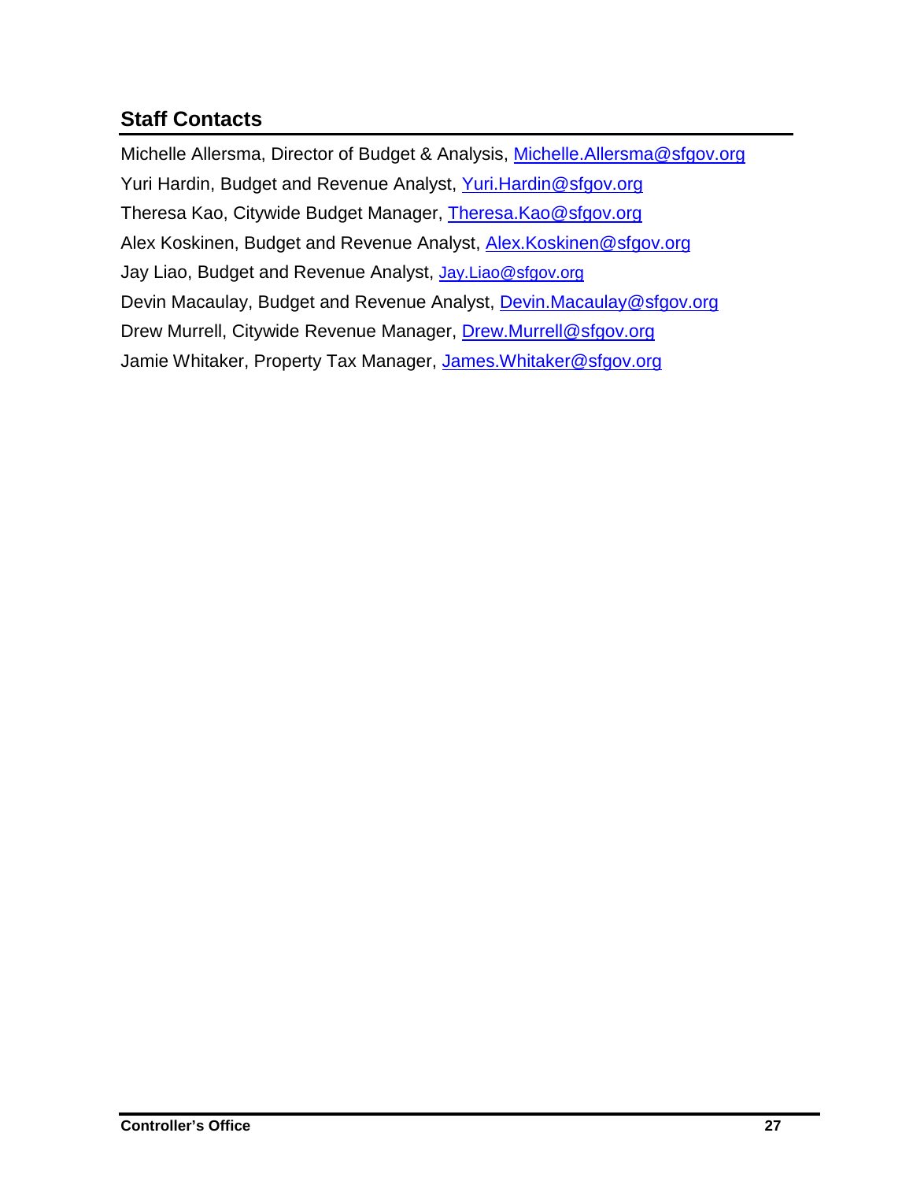## Staff Contacts

Michelle Allersma, Director of Budget & Analysis, Michelle.Allersma@sfgov.org
Yuri Hardin, Budget and Revenue Analyst, Yuri.Hardin@sfgov.org
Theresa Kao, Citywide Budget Manager, Theresa.Kao@sfgov.org
Alex Koskinen, Budget and Revenue Analyst, Alex.Koskinen@sfgov.org
Jay Liao, Budget and Revenue Analyst, Jay.Liao@sfgov.org
Devin Macaulay, Budget and Revenue Analyst, Devin.Macaulay@sfgov.org
Drew Murrell, Citywide Revenue Manager, Drew.Murrell@sfgov.org
Jamie Whitaker, Property Tax Manager, James.Whitaker@sfgov.org